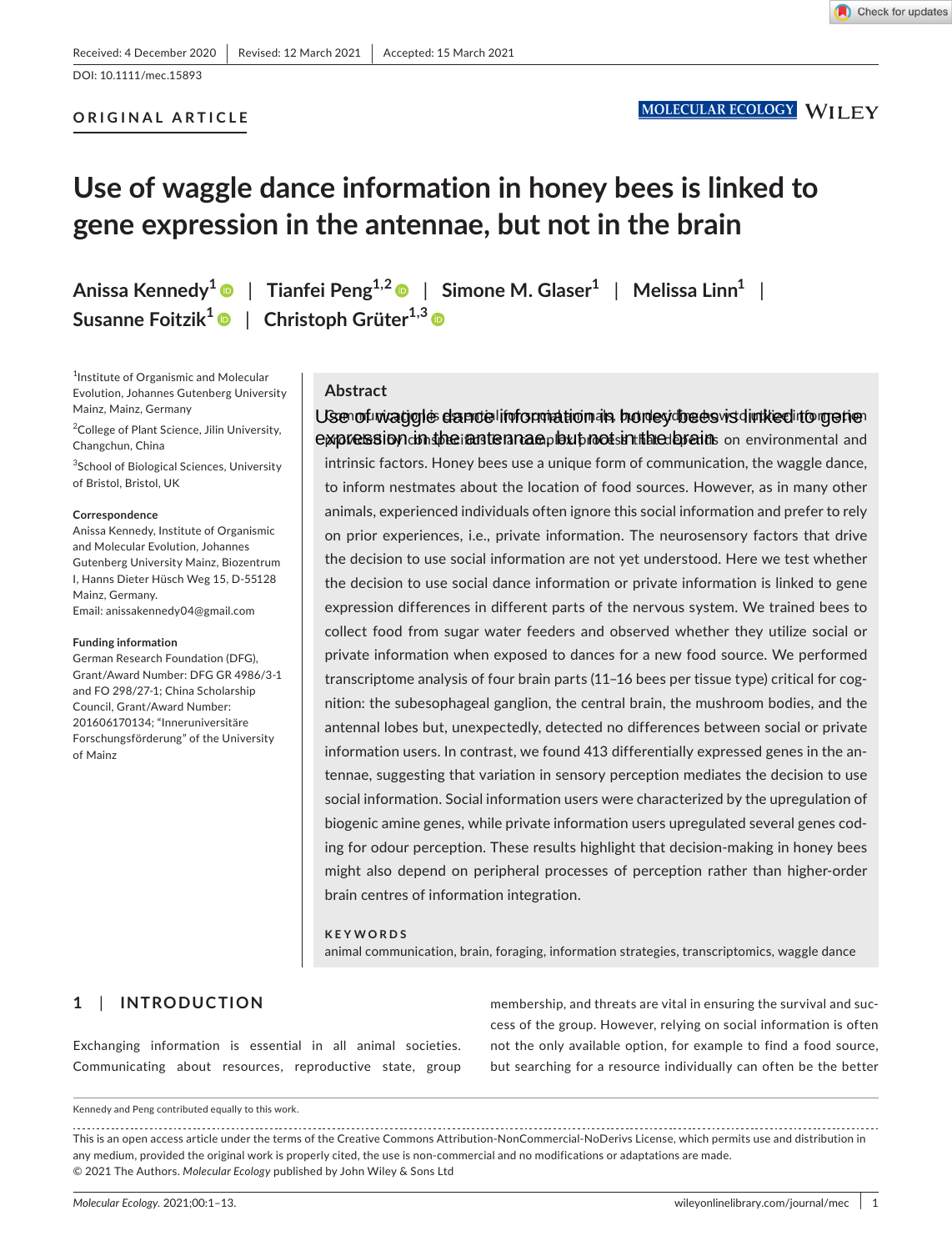Received: 4 December 2020 | Revised: 12 March 2021 | Accepted: 15 March 2021

DOI: 10.1111/mec.15893

**ORIGINAL ARTICLE**

# Use of waggle dance information in honey bees is linked to gene expression in the antennae, but not in the brain

**Anissa Kennedy[1]** | **Tianfei Peng[1,2]** | **Simone M. Glaser[1]** | **Melissa Linn[1]** | **Susanne Foitzik[1]** | **Christoph Grüter[1,3]**

[1]Institute of Organismic and Molecular Evolution, Johannes Gutenberg University Mainz, Mainz, Germany

[2]College of Plant Science, Jilin University, Changchun, China

[3]School of Biological Sciences, University of Bristol, Bristol, UK

**Correspondence**
Anissa Kennedy, Institute of Organismic and Molecular Evolution, Johannes Gutenberg University Mainz, Biozentrum I, Hanns Dieter Hüsch Weg 15, D-55128 Mainz, Germany.
Email: anissakennedy04@gmail.com

**Funding information**
German Research Foundation (DFG), Grant/Award Number: DFG GR 4986/3-1 and FO 298/27-1; China Scholarship Council, Grant/Award Number: 201606170134; "Inneruniversitäre Forschungsförderung" of the University of Mainz

## Abstract

Communication is essential for social animals, but deciding how to utilize information provided by conspecifics is a complex process that depends on environmental and intrinsic factors. Honey bees use a unique form of communication, the waggle dance, to inform nestmates about the location of food sources. However, as in many other animals, experienced individuals often ignore this social information and prefer to rely on prior experiences, i.e., private information. The neurosensory factors that drive the decision to use social information are not yet understood. Here we test whether the decision to use social dance information or private information is linked to gene expression differences in different parts of the nervous system. We trained bees to collect food from sugar water feeders and observed whether they utilize social or private information when exposed to dances for a new food source. We performed transcriptome analysis of four brain parts (11–16 bees per tissue type) critical for cognition: the subesophageal ganglion, the central brain, the mushroom bodies, and the antennal lobes but, unexpectedly, detected no differences between social or private information users. In contrast, we found 413 differentially expressed genes in the antennae, suggesting that variation in sensory perception mediates the decision to use social information. Social information users were characterized by the upregulation of biogenic amine genes, while private information users upregulated several genes coding for odour perception. These results highlight that decision-making in honey bees might also depend on peripheral processes of perception rather than higher-order brain centres of information integration.

**KEYWORDS**
animal communication, brain, foraging, information strategies, transcriptomics, waggle dance

## 1 | INTRODUCTION

Exchanging information is essential in all animal societies. Communicating about resources, reproductive state, group membership, and threats are vital in ensuring the survival and success of the group. However, relying on social information is often not the only available option, for example to find a food source, but searching for a resource individually can often be the better

Kennedy and Peng contributed equally to this work.

This is an open access article under the terms of the Creative Commons Attribution-NonCommercial-NoDerivs License, which permits use and distribution in any medium, provided the original work is properly cited, the use is non-commercial and no modifications or adaptations are made.
© 2021 The Authors. *Molecular Ecology* published by John Wiley & Sons Ltd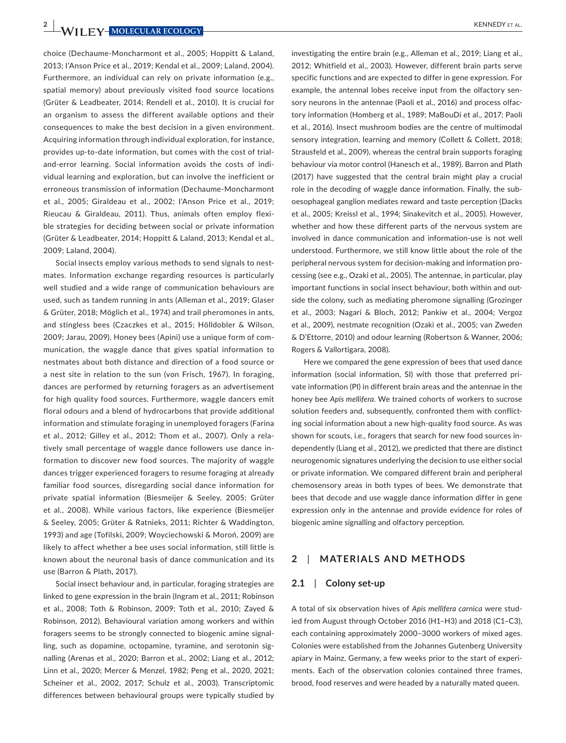choice (Dechaume-Moncharmont et al., 2005; Hoppitt & Laland, 2013; I'Anson Price et al., 2019; Kendal et al., 2009; Laland, 2004). Furthermore, an individual can rely on private information (e.g., spatial memory) about previously visited food source locations (Grüter & Leadbeater, 2014; Rendell et al., 2010). It is crucial for an organism to assess the different available options and their consequences to make the best decision in a given environment. Acquiring information through individual exploration, for instance, provides up-to-date information, but comes with the cost of trial-and-error learning. Social information avoids the costs of individual learning and exploration, but can involve the inefficient or erroneous transmission of information (Dechaume-Moncharmont et al., 2005; Giraldeau et al., 2002; I'Anson Price et al., 2019; Rieucau & Giraldeau, 2011). Thus, animals often employ flexible strategies for deciding between social or private information (Grüter & Leadbeater, 2014; Hoppitt & Laland, 2013; Kendal et al., 2009; Laland, 2004).

Social insects employ various methods to send signals to nestmates. Information exchange regarding resources is particularly well studied and a wide range of communication behaviours are used, such as tandem running in ants (Alleman et al., 2019; Glaser & Grüter, 2018; Möglich et al., 1974) and trail pheromones in ants, and stingless bees (Czaczkes et al., 2015; Hölldobler & Wilson, 2009; Jarau, 2009). Honey bees (Apini) use a unique form of communication, the waggle dance that gives spatial information to nestmates about both distance and direction of a food source or a nest site in relation to the sun (von Frisch, 1967). In foraging, dances are performed by returning foragers as an advertisement for high quality food sources. Furthermore, waggle dancers emit floral odours and a blend of hydrocarbons that provide additional information and stimulate foraging in unemployed foragers (Farina et al., 2012; Gilley et al., 2012; Thom et al., 2007). Only a relatively small percentage of waggle dance followers use dance information to discover new food sources. The majority of waggle dances trigger experienced foragers to resume foraging at already familiar food sources, disregarding social dance information for private spatial information (Biesmeijer & Seeley, 2005; Grüter et al., 2008). While various factors, like experience (Biesmeijer & Seeley, 2005; Grüter & Ratnieks, 2011; Richter & Waddington, 1993) and age (Tofilski, 2009; Woyciechowski & Moroń, 2009) are likely to affect whether a bee uses social information, still little is known about the neuronal basis of dance communication and its use (Barron & Plath, 2017).

Social insect behaviour and, in particular, foraging strategies are linked to gene expression in the brain (Ingram et al., 2011; Robinson et al., 2008; Toth & Robinson, 2009; Toth et al., 2010; Zayed & Robinson, 2012). Behavioural variation among workers and within foragers seems to be strongly connected to biogenic amine signalling, such as dopamine, octopamine, tyramine, and serotonin signalling (Arenas et al., 2020; Barron et al., 2002; Liang et al., 2012; Linn et al., 2020; Mercer & Menzel, 1982; Peng et al., 2020, 2021; Scheiner et al., 2002, 2017; Schulz et al., 2003). Transcriptomic differences between behavioural groups were typically studied by investigating the entire brain (e.g., Alleman et al., 2019; Liang et al., 2012; Whitfield et al., 2003). However, different brain parts serve specific functions and are expected to differ in gene expression. For example, the antennal lobes receive input from the olfactory sensory neurons in the antennae (Paoli et al., 2016) and process olfactory information (Homberg et al., 1989; MaBouDi et al., 2017; Paoli et al., 2016). Insect mushroom bodies are the centre of multimodal sensory integration, learning and memory (Collett & Collett, 2018; Strausfeld et al., 2009), whereas the central brain supports foraging behaviour via motor control (Hanesch et al., 1989). Barron and Plath (2017) have suggested that the central brain might play a crucial role in the decoding of waggle dance information. Finally, the suboesophageal ganglion mediates reward and taste perception (Dacks et al., 2005; Kreissl et al., 1994; Sinakevitch et al., 2005). However, whether and how these different parts of the nervous system are involved in dance communication and information-use is not well understood. Furthermore, we still know little about the role of the peripheral nervous system for decision-making and information processing (see e.g., Ozaki et al., 2005). The antennae, in particular, play important functions in social insect behaviour, both within and outside the colony, such as mediating pheromone signalling (Grozinger et al., 2003; Nagari & Bloch, 2012; Pankiw et al., 2004; Vergoz et al., 2009), nestmate recognition (Ozaki et al., 2005; van Zweden & D'Ettorre, 2010) and odour learning (Robertson & Wanner, 2006; Rogers & Vallortigara, 2008).

Here we compared the gene expression of bees that used dance information (social information, SI) with those that preferred private information (PI) in different brain areas and the antennae in the honey bee *Apis mellifera*. We trained cohorts of workers to sucrose solution feeders and, subsequently, confronted them with conflicting social information about a new high-quality food source. As was shown for scouts, i.e., foragers that search for new food sources independently (Liang et al., 2012), we predicted that there are distinct neurogenomic signatures underlying the decision to use either social or private information. We compared different brain and peripheral chemosensory areas in both types of bees. We demonstrate that bees that decode and use waggle dance information differ in gene expression only in the antennae and provide evidence for roles of biogenic amine signalling and olfactory perception.

## 2 | MATERIALS AND METHODS

### 2.1 | Colony set-up

A total of six observation hives of *Apis mellifera carnica* were studied from August through October 2016 (H1–H3) and 2018 (C1–C3), each containing approximately 2000–3000 workers of mixed ages. Colonies were established from the Johannes Gutenberg University apiary in Mainz, Germany, a few weeks prior to the start of experiments. Each of the observation colonies contained three frames, brood, food reserves and were headed by a naturally mated queen.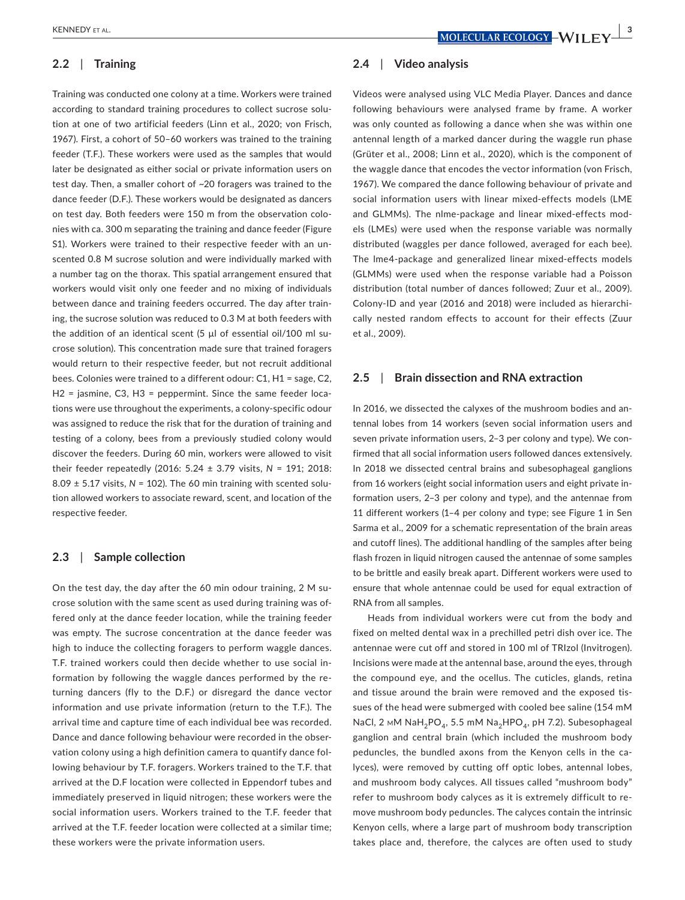## 2.2 | Training

Training was conducted one colony at a time. Workers were trained according to standard training procedures to collect sucrose solution at one of two artificial feeders (Linn et al., 2020; von Frisch, 1967). First, a cohort of 50–60 workers was trained to the training feeder (T.F.). These workers were used as the samples that would later be designated as either social or private information users on test day. Then, a smaller cohort of ~20 foragers was trained to the dance feeder (D.F.). These workers would be designated as dancers on test day. Both feeders were 150 m from the observation colonies with ca. 300 m separating the training and dance feeder (Figure S1). Workers were trained to their respective feeder with an unscented 0.8 M sucrose solution and were individually marked with a number tag on the thorax. This spatial arrangement ensured that workers would visit only one feeder and no mixing of individuals between dance and training feeders occurred. The day after training, the sucrose solution was reduced to 0.3 M at both feeders with the addition of an identical scent (5 µl of essential oil/100 ml sucrose solution). This concentration made sure that trained foragers would return to their respective feeder, but not recruit additional bees. Colonies were trained to a different odour: C1, H1 = sage, C2, H2 = jasmine, C3, H3 = peppermint. Since the same feeder locations were use throughout the experiments, a colony-specific odour was assigned to reduce the risk that for the duration of training and testing of a colony, bees from a previously studied colony would discover the feeders. During 60 min, workers were allowed to visit their feeder repeatedly (2016: 5.24 ± 3.79 visits, *N* = 191; 2018: 8.09 ± 5.17 visits, *N* = 102). The 60 min training with scented solution allowed workers to associate reward, scent, and location of the respective feeder.

## 2.3 | Sample collection

On the test day, the day after the 60 min odour training, 2 M sucrose solution with the same scent as used during training was offered only at the dance feeder location, while the training feeder was empty. The sucrose concentration at the dance feeder was high to induce the collecting foragers to perform waggle dances. T.F. trained workers could then decide whether to use social information by following the waggle dances performed by the returning dancers (fly to the D.F.) or disregard the dance vector information and use private information (return to the T.F.). The arrival time and capture time of each individual bee was recorded. Dance and dance following behaviour were recorded in the observation colony using a high definition camera to quantify dance following behaviour by T.F. foragers. Workers trained to the T.F. that arrived at the D.F location were collected in Eppendorf tubes and immediately preserved in liquid nitrogen; these workers were the social information users. Workers trained to the T.F. feeder that arrived at the T.F. feeder location were collected at a similar time; these workers were the private information users.

## 2.4 | Video analysis

Videos were analysed using VLC Media Player. Dances and dance following behaviours were analysed frame by frame. A worker was only counted as following a dance when she was within one antennal length of a marked dancer during the waggle run phase (Grüter et al., 2008; Linn et al., 2020), which is the component of the waggle dance that encodes the vector information (von Frisch, 1967). We compared the dance following behaviour of private and social information users with linear mixed-effects models (LME and GLMMs). The nlme-package and linear mixed-effects models (LMEs) were used when the response variable was normally distributed (waggles per dance followed, averaged for each bee). The lme4-package and generalized linear mixed-effects models (GLMMs) were used when the response variable had a Poisson distribution (total number of dances followed; Zuur et al., 2009). Colony-ID and year (2016 and 2018) were included as hierarchically nested random effects to account for their effects (Zuur et al., 2009).

## 2.5 | Brain dissection and RNA extraction

In 2016, we dissected the calyxes of the mushroom bodies and antennal lobes from 14 workers (seven social information users and seven private information users, 2–3 per colony and type). We confirmed that all social information users followed dances extensively. In 2018 we dissected central brains and subesophageal ganglions from 16 workers (eight social information users and eight private information users, 2–3 per colony and type), and the antennae from 11 different workers (1–4 per colony and type; see Figure 1 in Sen Sarma et al., 2009 for a schematic representation of the brain areas and cutoff lines). The additional handling of the samples after being flash frozen in liquid nitrogen caused the antennae of some samples to be brittle and easily break apart. Different workers were used to ensure that whole antennae could be used for equal extraction of RNA from all samples.

Heads from individual workers were cut from the body and fixed on melted dental wax in a prechilled petri dish over ice. The antennae were cut off and stored in 100 ml of TRIzol (Invitrogen). Incisions were made at the antennal base, around the eyes, through the compound eye, and the ocellus. The cuticles, glands, retina and tissue around the brain were removed and the exposed tissues of the head were submerged with cooled bee saline (154 mM NaCl, 2 mM $NaH_2PO_4$, 5.5 mM $Na_2HPO_4$, pH 7.2). Subesophageal ganglion and central brain (which included the mushroom body peduncles, the bundled axons from the Kenyon cells in the calyces), were removed by cutting off optic lobes, antennal lobes, and mushroom body calyces. All tissues called "mushroom body" refer to mushroom body calyces as it is extremely difficult to remove mushroom body peduncles. The calyces contain the intrinsic Kenyon cells, where a large part of mushroom body transcription takes place and, therefore, the calyces are often used to study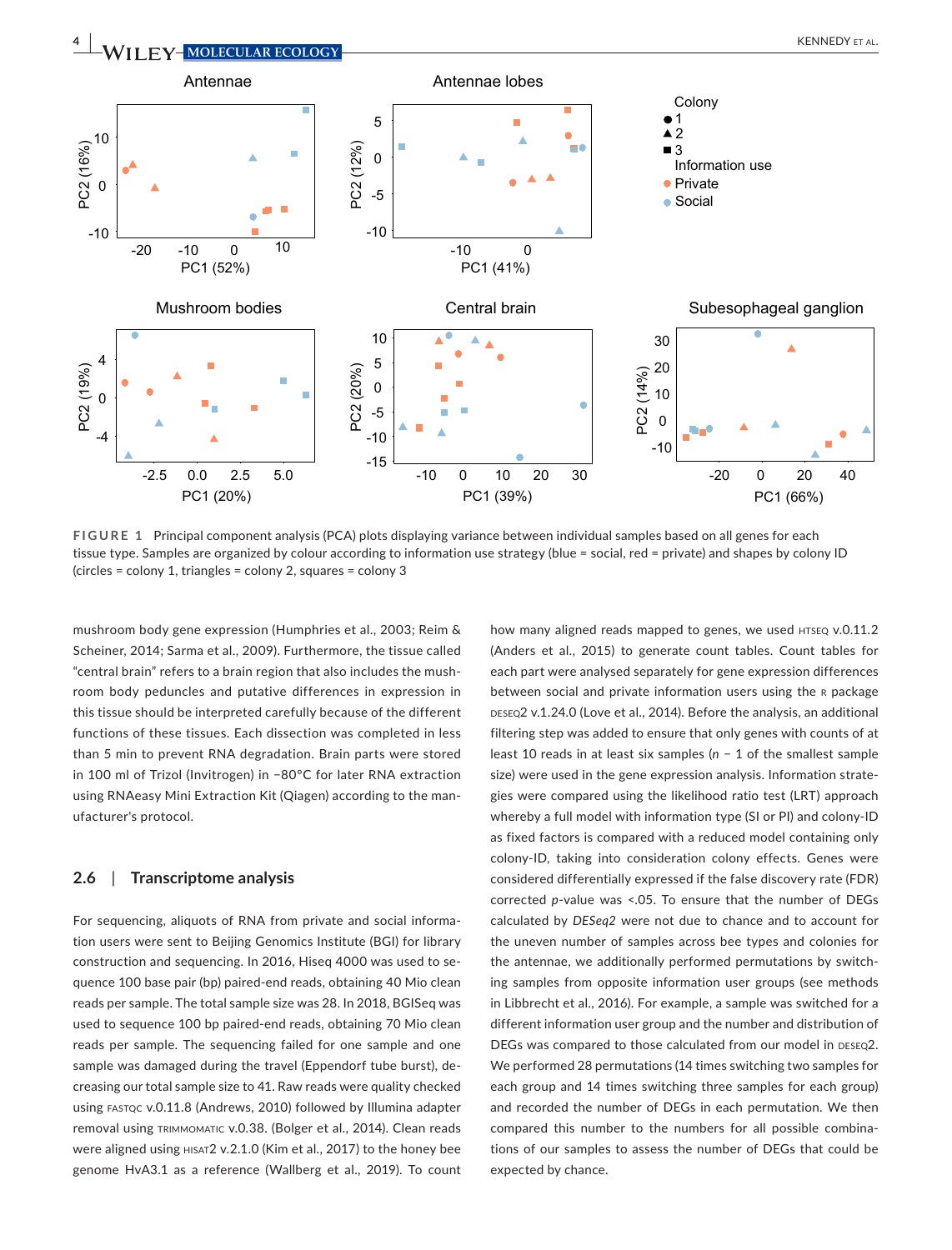FIGURE 1 Principal component analysis (PCA) plots displaying variance between individual samples based on all genes for each tissue type. Samples are organized by colour according to information use strategy (blue = social, red = private) and shapes by colony ID (circles = colony 1, triangles = colony 2, squares = colony 3

mushroom body gene expression (Humphries et al., 2003; Reim & Scheiner, 2014; Sarma et al., 2009). Furthermore, the tissue called "central brain" refers to a brain region that also includes the mushroom body peduncles and putative differences in expression in this tissue should be interpreted carefully because of the different functions of these tissues. Each dissection was completed in less than 5 min to prevent RNA degradation. Brain parts were stored in 100 ml of Trizol (Invitrogen) in −80°C for later RNA extraction using RNAeasy Mini Extraction Kit (Qiagen) according to the manufacturer's protocol.

## 2.6 | Transcriptome analysis

For sequencing, aliquots of RNA from private and social information users were sent to Beijing Genomics Institute (BGI) for library construction and sequencing. In 2016, Hiseq 4000 was used to sequence 100 base pair (bp) paired-end reads, obtaining 40 Mio clean reads per sample. The total sample size was 28. In 2018, BGISeq was used to sequence 100 bp paired-end reads, obtaining 70 Mio clean reads per sample. The sequencing failed for one sample and one sample was damaged during the travel (Eppendorf tube burst), decreasing our total sample size to 41. Raw reads were quality checked using FASTQC v.0.11.8 (Andrews, 2010) followed by Illumina adapter removal using TRIMMOMATIC v.0.38. (Bolger et al., 2014). Clean reads were aligned using HISAT2 v.2.1.0 (Kim et al., 2017) to the honey bee genome HvA3.1 as a reference (Wallberg et al., 2019). To count how many aligned reads mapped to genes, we used HTSEQ v.0.11.2 (Anders et al., 2015) to generate count tables. Count tables for each part were analysed separately for gene expression differences between social and private information users using the R package DESEQ2 v.1.24.0 (Love et al., 2014). Before the analysis, an additional filtering step was added to ensure that only genes with counts of at least 10 reads in at least six samples ($n$ − 1 of the smallest sample size) were used in the gene expression analysis. Information strategies were compared using the likelihood ratio test (LRT) approach whereby a full model with information type (SI or PI) and colony-ID as fixed factors is compared with a reduced model containing only colony-ID, taking into consideration colony effects. Genes were considered differentially expressed if the false discovery rate (FDR) corrected $p$-value was <.05. To ensure that the number of DEGs calculated by *DESeq2* were not due to chance and to account for the uneven number of samples across bee types and colonies for the antennae, we additionally performed permutations by switching samples from opposite information user groups (see methods in Libbrecht et al., 2016). For example, a sample was switched for a different information user group and the number and distribution of DEGs was compared to those calculated from our model in DESEQ2. We performed 28 permutations (14 times switching two samples for each group and 14 times switching three samples for each group) and recorded the number of DEGs in each permutation. We then compared this number to the numbers for all possible combinations of our samples to assess the number of DEGs that could be expected by chance.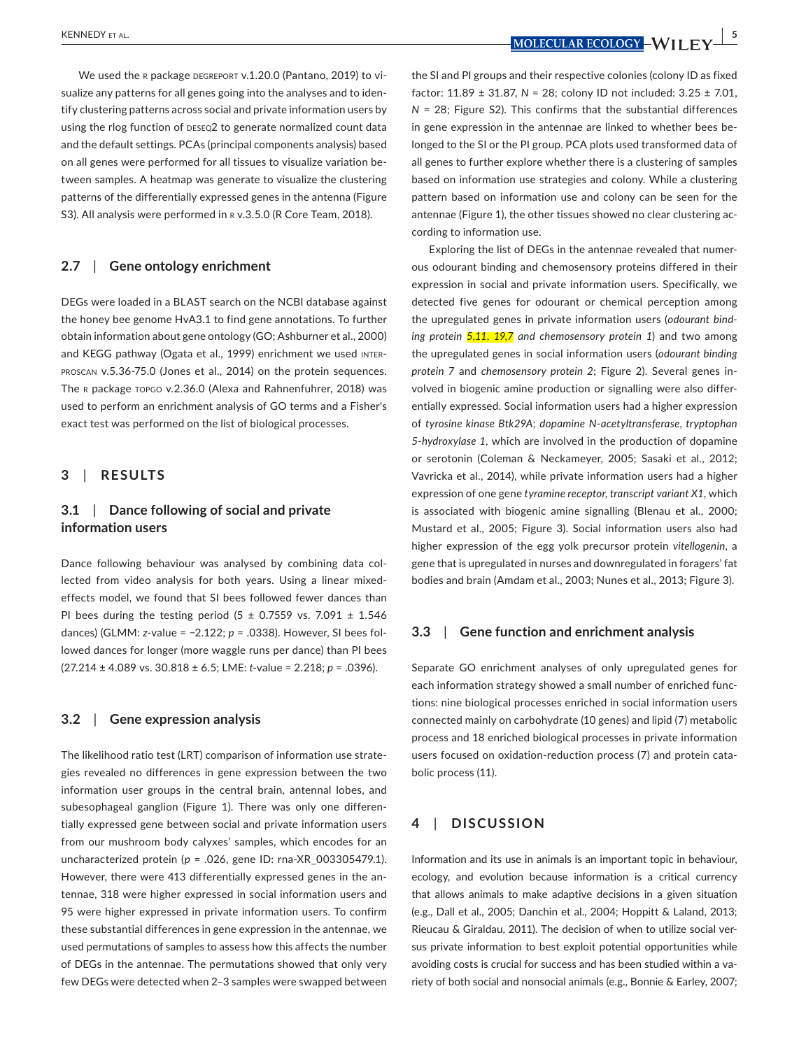We used the R package DEGREPORT v.1.20.0 (Pantano, 2019) to visualize any patterns for all genes going into the analyses and to identify clustering patterns across social and private information users by using the rlog function of DESEQ2 to generate normalized count data and the default settings. PCAs (principal components analysis) based on all genes were performed for all tissues to visualize variation between samples. A heatmap was generate to visualize the clustering patterns of the differentially expressed genes in the antenna (Figure S3). All analysis were performed in R v.3.5.0 (R Core Team, 2018).

### 2.7 | Gene ontology enrichment

DEGs were loaded in a BLAST search on the NCBI database against the honey bee genome HvA3.1 to find gene annotations. To further obtain information about gene ontology (GO; Ashburner et al., 2000) and KEGG pathway (Ogata et al., 1999) enrichment we used INTERPROSCAN v.5.36-75.0 (Jones et al., 2014) on the protein sequences. The R package TOPGO v.2.36.0 (Alexa and Rahnenfuhrer, 2018) was used to perform an enrichment analysis of GO terms and a Fisher's exact test was performed on the list of biological processes.

## 3 | RESULTS

### 3.1 | Dance following of social and private information users

Dance following behaviour was analysed by combining data collected from video analysis for both years. Using a linear mixed-effects model, we found that SI bees followed fewer dances than PI bees during the testing period ($5 \pm 0.7559$ vs. $7.091 \pm 1.546$ dances) (GLMM: *z*-value = −2.122; *p* = .0338). However, SI bees followed dances for longer (more waggle runs per dance) than PI bees ($27.214 \pm 4.089$ vs. $30.818 \pm 6.5$; LME: *t*-value = 2.218; *p* = .0396).

### 3.2 | Gene expression analysis

The likelihood ratio test (LRT) comparison of information use strategies revealed no differences in gene expression between the two information user groups in the central brain, antennal lobes, and subesophageal ganglion (Figure 1). There was only one differentially expressed gene between social and private information users from our mushroom body calyxes' samples, which encodes for an uncharacterized protein (*p* = .026, gene ID: rna-XR_003305479.1). However, there were 413 differentially expressed genes in the antennae, 318 were higher expressed in social information users and 95 were higher expressed in private information users. To confirm these substantial differences in gene expression in the antennae, we used permutations of samples to assess how this affects the number of DEGs in the antennae. The permutations showed that only very few DEGs were detected when 2–3 samples were swapped between the SI and PI groups and their respective colonies (colony ID as fixed factor: $11.89 \pm 31.87$, *N* = 28; colony ID not included: $3.25 \pm 7.01$, *N* = 28; Figure S2). This confirms that the substantial differences in gene expression in the antennae are linked to whether bees belonged to the SI or the PI group. PCA plots used transformed data of all genes to further explore whether there is a clustering of samples based on information use strategies and colony. While a clustering pattern based on information use and colony can be seen for the antennae (Figure 1), the other tissues showed no clear clustering according to information use.

Exploring the list of DEGs in the antennae revealed that numerous odourant binding and chemosensory proteins differed in their expression in social and private information users. Specifically, we detected five genes for odourant or chemical perception among the upregulated genes in private information users (*odourant binding protein 5,11, 19,7 and chemosensory protein 1*) and two among the upregulated genes in social information users (*odourant binding protein 7* and *chemosensory protein 2*; Figure 2). Several genes involved in biogenic amine production or signalling were also differentially expressed. Social information users had a higher expression of *tyrosine kinase Btk29A*; *dopamine N-acetyltransferase*, *tryptophan 5-hydroxylase 1*, which are involved in the production of dopamine or serotonin (Coleman & Neckameyer, 2005; Sasaki et al., 2012; Vavricka et al., 2014), while private information users had a higher expression of one gene *tyramine receptor, transcript variant X1*, which is associated with biogenic amine signalling (Blenau et al., 2000; Mustard et al., 2005; Figure 3). Social information users also had higher expression of the egg yolk precursor protein *vitellogenin*, a gene that is upregulated in nurses and downregulated in foragers' fat bodies and brain (Amdam et al., 2003; Nunes et al., 2013; Figure 3).

### 3.3 | Gene function and enrichment analysis

Separate GO enrichment analyses of only upregulated genes for each information strategy showed a small number of enriched functions: nine biological processes enriched in social information users connected mainly on carbohydrate (10 genes) and lipid (7) metabolic process and 18 enriched biological processes in private information users focused on oxidation-reduction process (7) and protein catabolic process (11).

## 4 | DISCUSSION

Information and its use in animals is an important topic in behaviour, ecology, and evolution because information is a critical currency that allows animals to make adaptive decisions in a given situation (e.g., Dall et al., 2005; Danchin et al., 2004; Hoppitt & Laland, 2013; Rieucau & Giraldau, 2011). The decision of when to utilize social versus private information to best exploit potential opportunities while avoiding costs is crucial for success and has been studied within a variety of both social and nonsocial animals (e.g., Bonnie & Earley, 2007;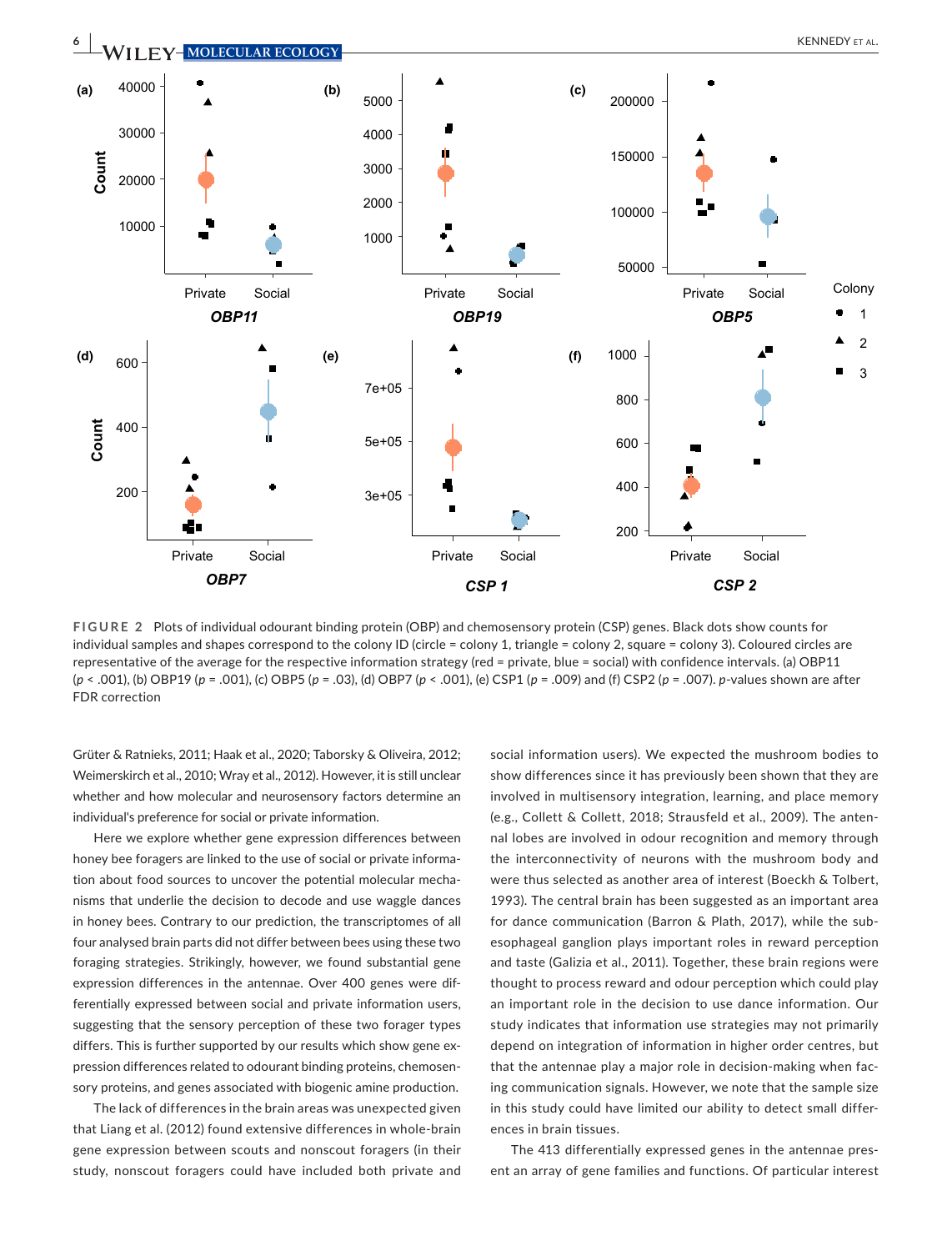FIGURE 2 Plots of individual odourant binding protein (OBP) and chemosensory protein (CSP) genes. Black dots show counts for individual samples and shapes correspond to the colony ID (circle = colony 1, triangle = colony 2, square = colony 3). Coloured circles are representative of the average for the respective information strategy (red = private, blue = social) with confidence intervals. (a) OBP11 ($p < .001$), (b) OBP19 ($p = .001$), (c) OBP5 ($p = .03$), (d) OBP7 ($p < .001$), (e) CSP1 ($p = .009$) and (f) CSP2 ($p = .007$). $p$-values shown are after FDR correction

Grüter & Ratnieks, 2011; Haak et al., 2020; Taborsky & Oliveira, 2012; Weimerskirch et al., 2010; Wray et al., 2012). However, it is still unclear whether and how molecular and neurosensory factors determine an individual's preference for social or private information.

Here we explore whether gene expression differences between honey bee foragers are linked to the use of social or private information about food sources to uncover the potential molecular mechanisms that underlie the decision to decode and use waggle dances in honey bees. Contrary to our prediction, the transcriptomes of all four analysed brain parts did not differ between bees using these two foraging strategies. Strikingly, however, we found substantial gene expression differences in the antennae. Over 400 genes were differentially expressed between social and private information users, suggesting that the sensory perception of these two forager types differs. This is further supported by our results which show gene expression differences related to odourant binding proteins, chemosensory proteins, and genes associated with biogenic amine production.

The lack of differences in the brain areas was unexpected given that Liang et al. (2012) found extensive differences in whole-brain gene expression between scouts and nonscout foragers (in their study, nonscout foragers could have included both private and social information users). We expected the mushroom bodies to show differences since it has previously been shown that they are involved in multisensory integration, learning, and place memory (e.g., Collett & Collett, 2018; Strausfeld et al., 2009). The antennal lobes are involved in odour recognition and memory through the interconnectivity of neurons with the mushroom body and were thus selected as another area of interest (Boeckh & Tolbert, 1993). The central brain has been suggested as an important area for dance communication (Barron & Plath, 2017), while the subesophageal ganglion plays important roles in reward perception and taste (Galizia et al., 2011). Together, these brain regions were thought to process reward and odour perception which could play an important role in the decision to use dance information. Our study indicates that information use strategies may not primarily depend on integration of information in higher order centres, but that the antennae play a major role in decision-making when facing communication signals. However, we note that the sample size in this study could have limited our ability to detect small differences in brain tissues.

The 413 differentially expressed genes in the antennae present an array of gene families and functions. Of particular interest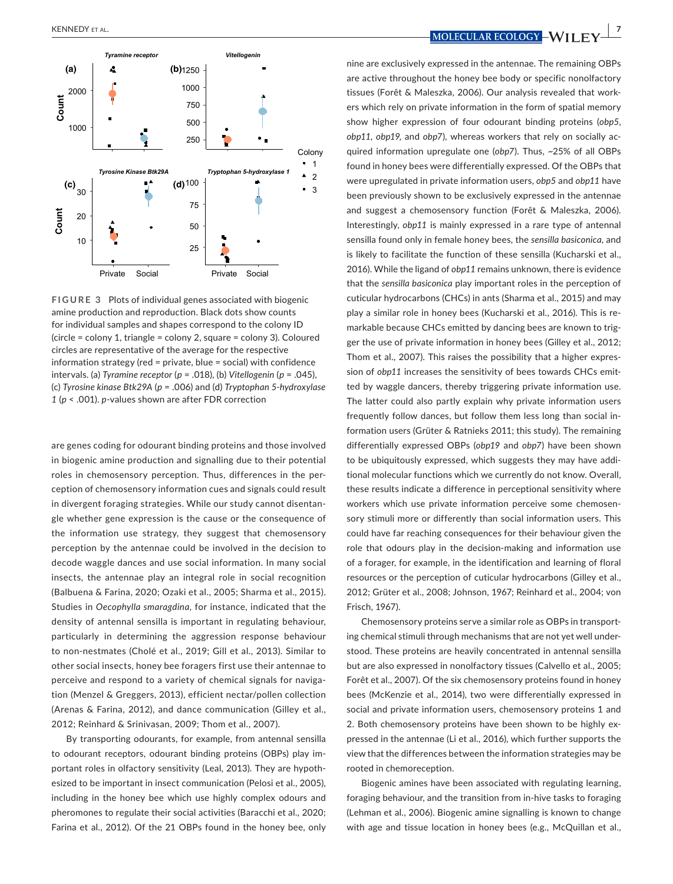**FIGURE 3** Plots of individual genes associated with biogenic amine production and reproduction. Black dots show counts for individual samples and shapes correspond to the colony ID (circle = colony 1, triangle = colony 2, square = colony 3). Coloured circles are representative of the average for the respective information strategy (red = private, blue = social) with confidence intervals. (a) *Tyramine receptor* ($p$ = .018), (b) *Vitellogenin* ($p$ = .045), (c) *Tyrosine kinase Btk29A* ($p$ = .006) and (d) *Tryptophan 5-hydroxylase 1* ($p$ < .001). $p$-values shown are after FDR correction

are genes coding for odourant binding proteins and those involved in biogenic amine production and signalling due to their potential roles in chemosensory perception. Thus, differences in the perception of chemosensory information cues and signals could result in divergent foraging strategies. While our study cannot disentangle whether gene expression is the cause or the consequence of the information use strategy, they suggest that chemosensory perception by the antennae could be involved in the decision to decode waggle dances and use social information. In many social insects, the antennae play an integral role in social recognition (Balbuena & Farina, 2020; Ozaki et al., 2005; Sharma et al., 2015). Studies in *Oecophylla smaragdina*, for instance, indicated that the density of antennal sensilla is important in regulating behaviour, particularly in determining the aggression response behaviour to non-nestmates (Cholé et al., 2019; Gill et al., 2013). Similar to other social insects, honey bee foragers first use their antennae to perceive and respond to a variety of chemical signals for navigation (Menzel & Greggers, 2013), efficient nectar/pollen collection (Arenas & Farina, 2012), and dance communication (Gilley et al., 2012; Reinhard & Srinivasan, 2009; Thom et al., 2007).

By transporting odourants, for example, from antennal sensilla to odourant receptors, odourant binding proteins (OBPs) play important roles in olfactory sensitivity (Leal, 2013). They are hypothesized to be important in insect communication (Pelosi et al., 2005), including in the honey bee which use highly complex odours and pheromones to regulate their social activities (Baracchi et al., 2020; Farina et al., 2012). Of the 21 OBPs found in the honey bee, only nine are exclusively expressed in the antennae. The remaining OBPs are active throughout the honey bee body or specific nonolfactory tissues (Forêt & Maleszka, 2006). Our analysis revealed that workers which rely on private information in the form of spatial memory show higher expression of four odourant binding proteins (*obp5*, *obp11*, *obp19*, and *obp7*), whereas workers that rely on socially acquired information upregulate one (*obp7*). Thus, ~25% of all OBPs found in honey bees were differentially expressed. Of the OBPs that were upregulated in private information users, *obp5* and *obp11* have been previously shown to be exclusively expressed in the antennae and suggest a chemosensory function (Forêt & Maleszka, 2006). Interestingly, *obp11* is mainly expressed in a rare type of antennal sensilla found only in female honey bees, the *sensilla basiconica*, and is likely to facilitate the function of these sensilla (Kucharski et al., 2016). While the ligand of *obp11* remains unknown, there is evidence that the *sensilla basiconica* play important roles in the perception of cuticular hydrocarbons (CHCs) in ants (Sharma et al., 2015) and may play a similar role in honey bees (Kucharski et al., 2016). This is remarkable because CHCs emitted by dancing bees are known to trigger the use of private information in honey bees (Gilley et al., 2012; Thom et al., 2007). This raises the possibility that a higher expression of *obp11* increases the sensitivity of bees towards CHCs emitted by waggle dancers, thereby triggering private information use. The latter could also partly explain why private information users frequently follow dances, but follow them less long than social information users (Grüter & Ratnieks 2011; this study). The remaining differentially expressed OBPs (*obp19* and *obp7*) have been shown to be ubiquitously expressed, which suggests they may have additional molecular functions which we currently do not know. Overall, these results indicate a difference in perceptional sensitivity where workers which use private information perceive some chemosensory stimuli more or differently than social information users. This could have far reaching consequences for their behaviour given the role that odours play in the decision-making and information use of a forager, for example, in the identification and learning of floral resources or the perception of cuticular hydrocarbons (Gilley et al., 2012; Grüter et al., 2008; Johnson, 1967; Reinhard et al., 2004; von Frisch, 1967).

Chemosensory proteins serve a similar role as OBPs in transporting chemical stimuli through mechanisms that are not yet well understood. These proteins are heavily concentrated in antennal sensilla but are also expressed in nonolfactory tissues (Calvello et al., 2005; Forêt et al., 2007). Of the six chemosensory proteins found in honey bees (McKenzie et al., 2014), two were differentially expressed in social and private information users, chemosensory proteins 1 and 2. Both chemosensory proteins have been shown to be highly expressed in the antennae (Li et al., 2016), which further supports the view that the differences between the information strategies may be rooted in chemoreception.

Biogenic amines have been associated with regulating learning, foraging behaviour, and the transition from in-hive tasks to foraging (Lehman et al., 2006). Biogenic amine signalling is known to change with age and tissue location in honey bees (e.g., McQuillan et al.,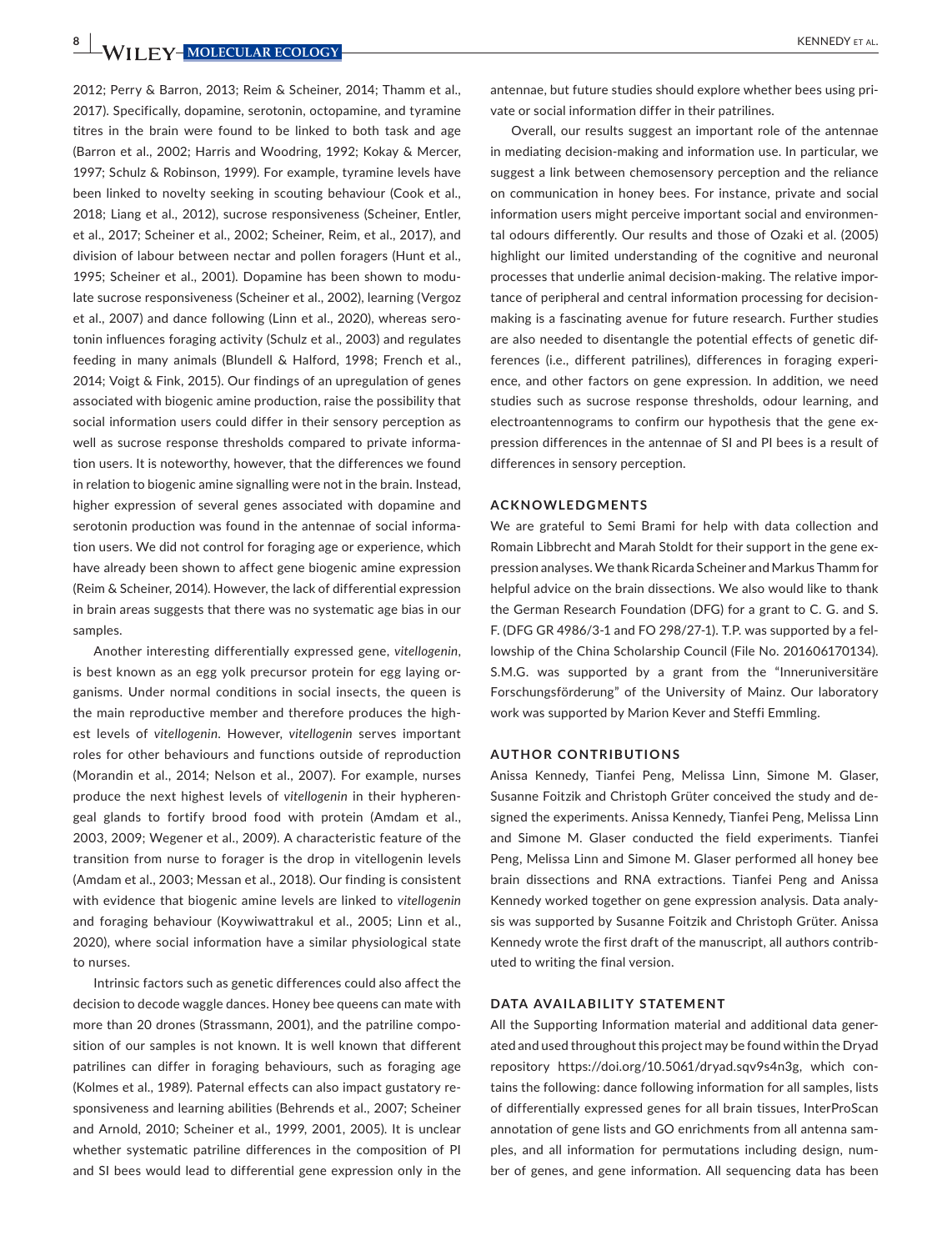2012; Perry & Barron, 2013; Reim & Scheiner, 2014; Thamm et al., 2017). Specifically, dopamine, serotonin, octopamine, and tyramine titres in the brain were found to be linked to both task and age (Barron et al., 2002; Harris and Woodring, 1992; Kokay & Mercer, 1997; Schulz & Robinson, 1999). For example, tyramine levels have been linked to novelty seeking in scouting behaviour (Cook et al., 2018; Liang et al., 2012), sucrose responsiveness (Scheiner, Entler, et al., 2017; Scheiner et al., 2002; Scheiner, Reim, et al., 2017), and division of labour between nectar and pollen foragers (Hunt et al., 1995; Scheiner et al., 2001). Dopamine has been shown to modulate sucrose responsiveness (Scheiner et al., 2002), learning (Vergoz et al., 2007) and dance following (Linn et al., 2020), whereas serotonin influences foraging activity (Schulz et al., 2003) and regulates feeding in many animals (Blundell & Halford, 1998; French et al., 2014; Voigt & Fink, 2015). Our findings of an upregulation of genes associated with biogenic amine production, raise the possibility that social information users could differ in their sensory perception as well as sucrose response thresholds compared to private information users. It is noteworthy, however, that the differences we found in relation to biogenic amine signalling were not in the brain. Instead, higher expression of several genes associated with dopamine and serotonin production was found in the antennae of social information users. We did not control for foraging age or experience, which have already been shown to affect gene biogenic amine expression (Reim & Scheiner, 2014). However, the lack of differential expression in brain areas suggests that there was no systematic age bias in our samples.

Another interesting differentially expressed gene, *vitellogenin*, is best known as an egg yolk precursor protein for egg laying organisms. Under normal conditions in social insects, the queen is the main reproductive member and therefore produces the highest levels of *vitellogenin*. However, *vitellogenin* serves important roles for other behaviours and functions outside of reproduction (Morandin et al., 2014; Nelson et al., 2007). For example, nurses produce the next highest levels of *vitellogenin* in their hypopharengeal glands to fortify brood food with protein (Amdam et al., 2003, 2009; Wegener et al., 2009). A characteristic feature of the transition from nurse to forager is the drop in vitellogenin levels (Amdam et al., 2003; Messan et al., 2018). Our finding is consistent with evidence that biogenic amine levels are linked to *vitellogenin* and foraging behaviour (Koywiwattrakul et al., 2005; Linn et al., 2020), where social information have a similar physiological state to nurses.

Intrinsic factors such as genetic differences could also affect the decision to decode waggle dances. Honey bee queens can mate with more than 20 drones (Strassmann, 2001), and the patriline composition of our samples is not known. It is well known that different patrilines can differ in foraging behaviours, such as foraging age (Kolmes et al., 1989). Paternal effects can also impact gustatory responsiveness and learning abilities (Behrends et al., 2007; Scheiner and Arnold, 2010; Scheiner et al., 1999, 2001, 2005). It is unclear whether systematic patriline differences in the composition of PI and SI bees would lead to differential gene expression only in the antennae, but future studies should explore whether bees using private or social information differ in their patrilines.

Overall, our results suggest an important role of the antennae in mediating decision-making and information use. In particular, we suggest a link between chemosensory perception and the reliance on communication in honey bees. For instance, private and social information users might perceive important social and environmental odours differently. Our results and those of Ozaki et al. (2005) highlight our limited understanding of the cognitive and neuronal processes that underlie animal decision-making. The relative importance of peripheral and central information processing for decision-making is a fascinating avenue for future research. Further studies are also needed to disentangle the potential effects of genetic differences (i.e., different patrilines), differences in foraging experience, and other factors on gene expression. In addition, we need studies such as sucrose response thresholds, odour learning, and electroantennograms to confirm our hypothesis that the gene expression differences in the antennae of SI and PI bees is a result of differences in sensory perception.

## ACKNOWLEDGMENTS

We are grateful to Semi Brami for help with data collection and Romain Libbrecht and Marah Stoldt for their support in the gene expression analyses. We thank Ricarda Scheiner and Markus Thamm for helpful advice on the brain dissections. We also would like to thank the German Research Foundation (DFG) for a grant to C. G. and S. F. (DFG GR 4986/3-1 and FO 298/27-1). T.P. was supported by a fellowship of the China Scholarship Council (File No. 201606170134). S.M.G. was supported by a grant from the "Inneruniversitäre Forschungsförderung" of the University of Mainz. Our laboratory work was supported by Marion Kever and Steffi Emmling.

## AUTHOR CONTRIBUTIONS

Anissa Kennedy, Tianfei Peng, Melissa Linn, Simone M. Glaser, Susanne Foitzik and Christoph Grüter conceived the study and designed the experiments. Anissa Kennedy, Tianfei Peng, Melissa Linn and Simone M. Glaser conducted the field experiments. Tianfei Peng, Melissa Linn and Simone M. Glaser performed all honey bee brain dissections and RNA extractions. Tianfei Peng and Anissa Kennedy worked together on gene expression analysis. Data analysis was supported by Susanne Foitzik and Christoph Grüter. Anissa Kennedy wrote the first draft of the manuscript, all authors contributed to writing the final version.

## DATA AVAILABILITY STATEMENT

All the Supporting Information material and additional data generated and used throughout this project may be found within the Dryad repository https://doi.org/10.5061/dryad.sqv9s4n3g, which contains the following: dance following information for all samples, lists of differentially expressed genes for all brain tissues, InterProScan annotation of gene lists and GO enrichments from all antenna samples, and all information for permutations including design, number of genes, and gene information. All sequencing data has been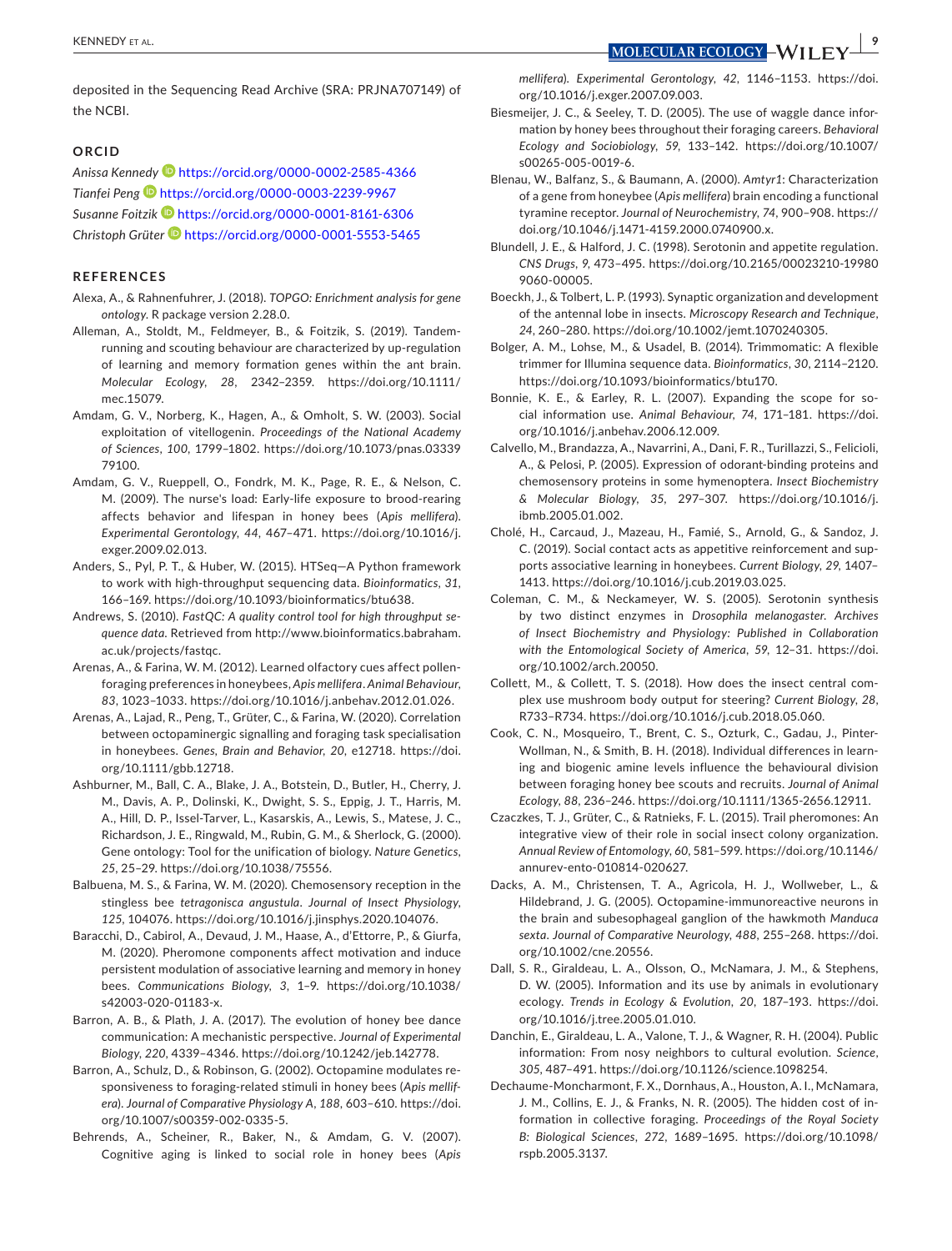deposited in the Sequencing Read Archive (SRA: PRJNA707149) of the NCBI.

## ORCID

*Anissa Kennedy* https://orcid.org/0000-0002-2585-4366
*Tianfei Peng* https://orcid.org/0000-0003-2239-9967
*Susanne Foitzik* https://orcid.org/0000-0001-8161-6306
*Christoph Grüter* https://orcid.org/0000-0001-5553-5465

## REFERENCES

Alexa, A., & Rahnenfuhrer, J. (2018). *TOPGO: Enrichment analysis for gene ontology*. R package version 2.28.0.

Alleman, A., Stoldt, M., Feldmeyer, B., & Foitzik, S. (2019). Tandem-running and scouting behaviour are characterized by up-regulation of learning and memory formation genes within the ant brain. *Molecular Ecology*, *28*, 2342–2359. https://doi.org/10.1111/mec.15079.

Amdam, G. V., Norberg, K., Hagen, A., & Omholt, S. W. (2003). Social exploitation of vitellogenin. *Proceedings of the National Academy of Sciences*, *100*, 1799–1802. https://doi.org/10.1073/pnas.0333979100.

Amdam, G. V., Rueppell, O., Fondrk, M. K., Page, R. E., & Nelson, C. M. (2009). The nurse's load: Early-life exposure to brood-rearing affects behavior and lifespan in honey bees (*Apis mellifera*). *Experimental Gerontology*, *44*, 467–471. https://doi.org/10.1016/j.exger.2009.02.013.

Anders, S., Pyl, P. T., & Huber, W. (2015). HTSeq—A Python framework to work with high-throughput sequencing data. *Bioinformatics*, *31*, 166–169. https://doi.org/10.1093/bioinformatics/btu638.

Andrews, S. (2010). *FastQC: A quality control tool for high throughput sequence data*. Retrieved from http://www.bioinformatics.babraham.ac.uk/projects/fastqc.

Arenas, A., & Farina, W. M. (2012). Learned olfactory cues affect pollen-foraging preferences in honeybees, *Apis mellifera*. *Animal Behaviour*, *83*, 1023–1033. https://doi.org/10.1016/j.anbehav.2012.01.026.

Arenas, A., Lajad, R., Peng, T., Grüter, C., & Farina, W. (2020). Correlation between octopaminergic signalling and foraging task specialisation in honeybees. *Genes, Brain and Behavior*, *20*, e12718. https://doi.org/10.1111/gbb.12718.

Ashburner, M., Ball, C. A., Blake, J. A., Botstein, D., Butler, H., Cherry, J. M., Davis, A. P., Dolinski, K., Dwight, S. S., Eppig, J. T., Harris, M. A., Hill, D. P., Issel-Tarver, L., Kasarskis, A., Lewis, S., Matese, J. C., Richardson, J. E., Ringwald, M., Rubin, G. M., & Sherlock, G. (2000). Gene ontology: Tool for the unification of biology. *Nature Genetics*, *25*, 25–29. https://doi.org/10.1038/75556.

Balbuena, M. S., & Farina, W. M. (2020). Chemosensory reception in the stingless bee *tetragonisca angustula*. *Journal of Insect Physiology*, *125*, 104076. https://doi.org/10.1016/j.jinsphys.2020.104076.

Baracchi, D., Cabirol, A., Devaud, J. M., Haase, A., d'Ettorre, P., & Giurfa, M. (2020). Pheromone components affect motivation and induce persistent modulation of associative learning and memory in honey bees. *Communications Biology*, *3*, 1–9. https://doi.org/10.1038/s42003-020-01183-x.

Barron, A. B., & Plath, J. A. (2017). The evolution of honey bee dance communication: A mechanistic perspective. *Journal of Experimental Biology*, *220*, 4339–4346. https://doi.org/10.1242/jeb.142778.

Barron, A., Schulz, D., & Robinson, G. (2002). Octopamine modulates responsiveness to foraging-related stimuli in honey bees (*Apis mellifera*). *Journal of Comparative Physiology A*, *188*, 603–610. https://doi.org/10.1007/s00359-002-0335-5.

Behrends, A., Scheiner, R., Baker, N., & Amdam, G. V. (2007). Cognitive aging is linked to social role in honey bees (*Apis mellifera*). *Experimental Gerontology*, *42*, 1146–1153. https://doi.org/10.1016/j.exger.2007.09.003.

Biesmeijer, J. C., & Seeley, T. D. (2005). The use of waggle dance information by honey bees throughout their foraging careers. *Behavioral Ecology and Sociobiology*, *59*, 133–142. https://doi.org/10.1007/s00265-005-0019-6.

Blenau, W., Balfanz, S., & Baumann, A. (2000). *Amtyr1*: Characterization of a gene from honeybee (*Apis mellifera*) brain encoding a functional tyramine receptor. *Journal of Neurochemistry*, *74*, 900–908. https://doi.org/10.1046/j.1471-4159.2000.0740900.x.

Blundell, J. E., & Halford, J. C. (1998). Serotonin and appetite regulation. *CNS Drugs*, *9*, 473–495. https://doi.org/10.2165/00023210-199809060-00005.

Boeckh, J., & Tolbert, L. P. (1993). Synaptic organization and development of the antennal lobe in insects. *Microscopy Research and Technique*, *24*, 260–280. https://doi.org/10.1002/jemt.1070240305.

Bolger, A. M., Lohse, M., & Usadel, B. (2014). Trimmomatic: A flexible trimmer for Illumina sequence data. *Bioinformatics*, *30*, 2114–2120. https://doi.org/10.1093/bioinformatics/btu170.

Bonnie, K. E., & Earley, R. L. (2007). Expanding the scope for social information use. *Animal Behaviour*, *74*, 171–181. https://doi.org/10.1016/j.anbehav.2006.12.009.

Calvello, M., Brandazza, A., Navarrini, A., Dani, F. R., Turillazzi, S., Felicioli, A., & Pelosi, P. (2005). Expression of odorant-binding proteins and chemosensory proteins in some hymenoptera. *Insect Biochemistry & Molecular Biology*, *35*, 297–307. https://doi.org/10.1016/j.ibmb.2005.01.002.

Cholé, H., Carcaud, J., Mazeau, H., Famié, S., Arnold, G., & Sandoz, J. C. (2019). Social contact acts as appetitive reinforcement and supports associative learning in honeybees. *Current Biology*, *29*, 1407–1413. https://doi.org/10.1016/j.cub.2019.03.025.

Coleman, C. M., & Neckameyer, W. S. (2005). Serotonin synthesis by two distinct enzymes in *Drosophila melanogaster*. *Archives of Insect Biochemistry and Physiology: Published in Collaboration with the Entomological Society of America*, *59*, 12–31. https://doi.org/10.1002/arch.20050.

Collett, M., & Collett, T. S. (2018). How does the insect central complex use mushroom body output for steering? *Current Biology*, *28*, R733–R734. https://doi.org/10.1016/j.cub.2018.05.060.

Cook, C. N., Mosqueiro, T., Brent, C. S., Ozturk, C., Gadau, J., Pinter-Wollman, N., & Smith, B. H. (2018). Individual differences in learning and biogenic amine levels influence the behavioural division between foraging honey bee scouts and recruits. *Journal of Animal Ecology*, *88*, 236–246. https://doi.org/10.1111/1365-2656.12911.

Czaczkes, T. J., Grüter, C., & Ratnieks, F. L. (2015). Trail pheromones: An integrative view of their role in social insect colony organization. *Annual Review of Entomology*, *60*, 581–599. https://doi.org/10.1146/annurev-ento-010814-020627.

Dacks, A. M., Christensen, T. A., Agricola, H. J., Wollweber, L., & Hildebrand, J. G. (2005). Octopamine-immunoreactive neurons in the brain and subesophageal ganglion of the hawkmoth *Manduca sexta*. *Journal of Comparative Neurology*, *488*, 255–268. https://doi.org/10.1002/cne.20556.

Dall, S. R., Giraldeau, L. A., Olsson, O., McNamara, J. M., & Stephens, D. W. (2005). Information and its use by animals in evolutionary ecology. *Trends in Ecology & Evolution*, *20*, 187–193. https://doi.org/10.1016/j.tree.2005.01.010.

Danchin, E., Giraldeau, L. A., Valone, T. J., & Wagner, R. H. (2004). Public information: From nosy neighbors to cultural evolution. *Science*, *305*, 487–491. https://doi.org/10.1126/science.1098254.

Dechaume-Moncharmont, F. X., Dornhaus, A., Houston, A. I., McNamara, J. M., Collins, E. J., & Franks, N. R. (2005). The hidden cost of information in collective foraging. *Proceedings of the Royal Society B: Biological Sciences*, *272*, 1689–1695. https://doi.org/10.1098/rspb.2005.3137.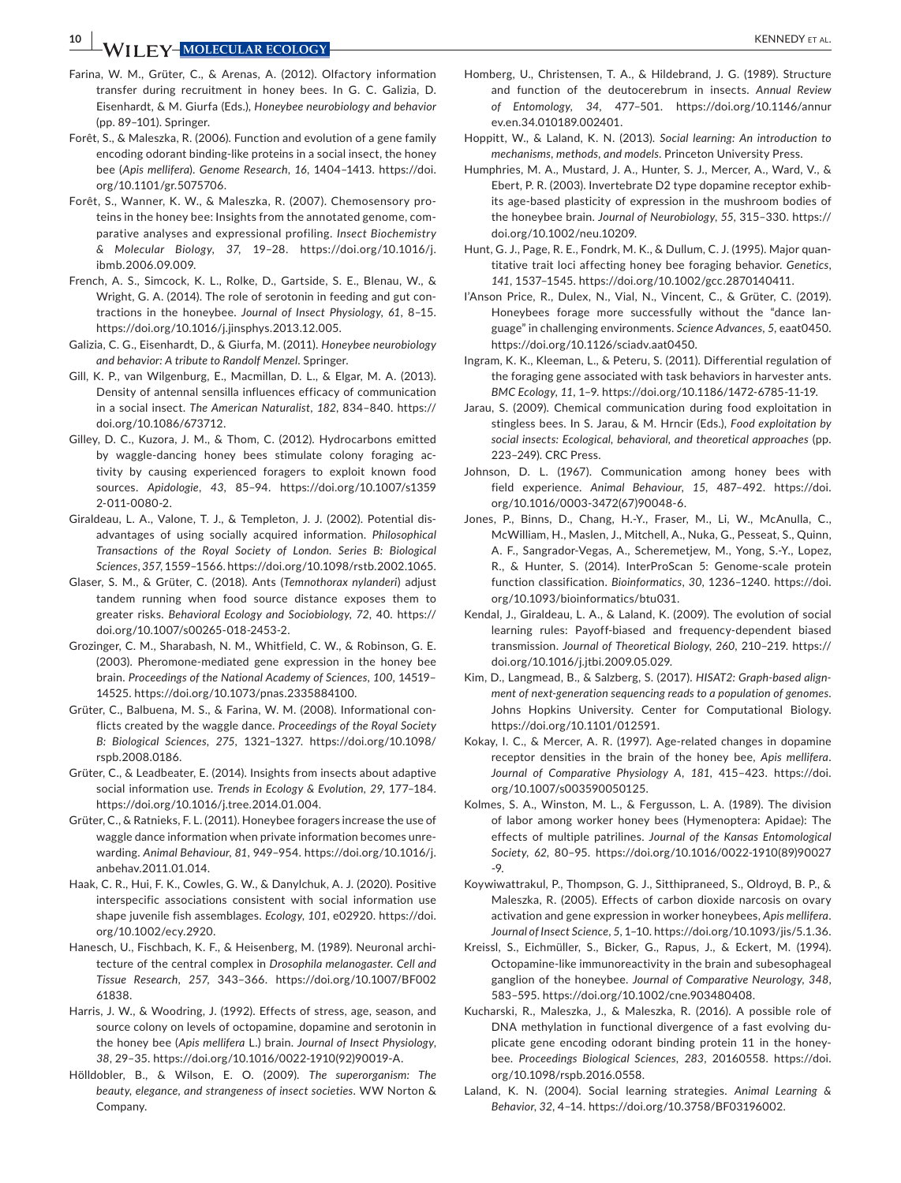Farina, W. M., Grüter, C., & Arenas, A. (2012). Olfactory information transfer during recruitment in honey bees. In G. C. Galizia, D. Eisenhardt, & M. Giurfa (Eds.), *Honeybee neurobiology and behavior* (pp. 89–101). Springer.

Forêt, S., & Maleszka, R. (2006). Function and evolution of a gene family encoding odorant binding-like proteins in a social insect, the honey bee (*Apis mellifera*). *Genome Research*, *16*, 1404–1413. https://doi.org/10.1101/gr.5075706.

Forêt, S., Wanner, K. W., & Maleszka, R. (2007). Chemosensory proteins in the honey bee: Insights from the annotated genome, comparative analyses and expressional profiling. *Insect Biochemistry & Molecular Biology*, *37*, 19–28. https://doi.org/10.1016/j.ibmb.2006.09.009.

French, A. S., Simcock, K. L., Rolke, D., Gartside, S. E., Blenau, W., & Wright, G. A. (2014). The role of serotonin in feeding and gut contractions in the honeybee. *Journal of Insect Physiology*, *61*, 8–15. https://doi.org/10.1016/j.jinsphys.2013.12.005.

Galizia, C. G., Eisenhardt, D., & Giurfa, M. (2011). *Honeybee neurobiology and behavior: A tribute to Randolf Menzel*. Springer.

Gill, K. P., van Wilgenburg, E., Macmillan, D. L., & Elgar, M. A. (2013). Density of antennal sensilla influences efficacy of communication in a social insect. *The American Naturalist*, *182*, 834–840. https://doi.org/10.1086/673712.

Gilley, D. C., Kuzora, J. M., & Thom, C. (2012). Hydrocarbons emitted by waggle-dancing honey bees stimulate colony foraging activity by causing experienced foragers to exploit known food sources. *Apidologie*, *43*, 85–94. https://doi.org/10.1007/s13592-011-0080-2.

Giraldeau, L. A., Valone, T. J., & Templeton, J. J. (2002). Potential disadvantages of using socially acquired information. *Philosophical Transactions of the Royal Society of London. Series B: Biological Sciences*, *357*, 1559–1566. https://doi.org/10.1098/rstb.2002.1065.

Glaser, S. M., & Grüter, C. (2018). Ants (*Temnothorax nylanderi*) adjust tandem running when food source distance exposes them to greater risks. *Behavioral Ecology and Sociobiology*, *72*, 40. https://doi.org/10.1007/s00265-018-2453-2.

Grozinger, C. M., Sharabash, N. M., Whitfield, C. W., & Robinson, G. E. (2003). Pheromone-mediated gene expression in the honey bee brain. *Proceedings of the National Academy of Sciences*, *100*, 14519–14525. https://doi.org/10.1073/pnas.2335884100.

Grüter, C., Balbuena, M. S., & Farina, W. M. (2008). Informational conflicts created by the waggle dance. *Proceedings of the Royal Society B: Biological Sciences*, *275*, 1321–1327. https://doi.org/10.1098/rspb.2008.0186.

Grüter, C., & Leadbeater, E. (2014). Insights from insects about adaptive social information use. *Trends in Ecology & Evolution*, *29*, 177–184. https://doi.org/10.1016/j.tree.2014.01.004.

Grüter, C., & Ratnieks, F. L. (2011). Honeybee foragers increase the use of waggle dance information when private information becomes unrewarding. *Animal Behaviour*, *81*, 949–954. https://doi.org/10.1016/j.anbehav.2011.01.014.

Haak, C. R., Hui, F. K., Cowles, G. W., & Danylchuk, A. J. (2020). Positive interspecific associations consistent with social information use shape juvenile fish assemblages. *Ecology*, *101*, e02920. https://doi.org/10.1002/ecy.2920.

Hanesch, U., Fischbach, K. F., & Heisenberg, M. (1989). Neuronal architecture of the central complex in *Drosophila melanogaster*. *Cell and Tissue Research*, *257*, 343–366. https://doi.org/10.1007/BF00261838.

Harris, J. W., & Woodring, J. (1992). Effects of stress, age, season, and source colony on levels of octopamine, dopamine and serotonin in the honey bee (*Apis mellifera* L.) brain. *Journal of Insect Physiology*, *38*, 29–35. https://doi.org/10.1016/0022-1910(92)90019-A.

Hölldobler, B., & Wilson, E. O. (2009). *The superorganism: The beauty, elegance, and strangeness of insect societies*. WW Norton & Company.

Homberg, U., Christensen, T. A., & Hildebrand, J. G. (1989). Structure and function of the deutocerebrum in insects. *Annual Review of Entomology*, *34*, 477–501. https://doi.org/10.1146/annurev.en.34.010189.002401.

Hoppitt, W., & Laland, K. N. (2013). *Social learning: An introduction to mechanisms, methods, and models*. Princeton University Press.

Humphries, M. A., Mustard, J. A., Hunter, S. J., Mercer, A., Ward, V., & Ebert, P. R. (2003). Invertebrate D2 type dopamine receptor exhibits age-based plasticity of expression in the mushroom bodies of the honeybee brain. *Journal of Neurobiology*, *55*, 315–330. https://doi.org/10.1002/neu.10209.

Hunt, G. J., Page, R. E., Fondrk, M. K., & Dullum, C. J. (1995). Major quantitative trait loci affecting honey bee foraging behavior. *Genetics*, *141*, 1537–1545. https://doi.org/10.1002/gcc.2870140411.

I'Anson Price, R., Dulex, N., Vial, N., Vincent, C., & Grüter, C. (2019). Honeybees forage more successfully without the "dance language" in challenging environments. *Science Advances*, *5*, eaat0450. https://doi.org/10.1126/sciadv.aat0450.

Ingram, K. K., Kleeman, L., & Peteru, S. (2011). Differential regulation of the foraging gene associated with task behaviors in harvester ants. *BMC Ecology*, *11*, 1–9. https://doi.org/10.1186/1472-6785-11-19.

Jarau, S. (2009). Chemical communication during food exploitation in stingless bees. In S. Jarau, & M. Hrncir (Eds.), *Food exploitation by social insects: Ecological, behavioral, and theoretical approaches* (pp. 223–249). CRC Press.

Johnson, D. L. (1967). Communication among honey bees with field experience. *Animal Behaviour*, *15*, 487–492. https://doi.org/10.1016/0003-3472(67)90048-6.

Jones, P., Binns, D., Chang, H.-Y., Fraser, M., Li, W., McAnulla, C., McWilliam, H., Maslen, J., Mitchell, A., Nuka, G., Pesseat, S., Quinn, A. F., Sangrador-Vegas, A., Scheremetjew, M., Yong, S.-Y., Lopez, R., & Hunter, S. (2014). InterProScan 5: Genome-scale protein function classification. *Bioinformatics*, *30*, 1236–1240. https://doi.org/10.1093/bioinformatics/btu031.

Kendal, J., Giraldeau, L. A., & Laland, K. (2009). The evolution of social learning rules: Payoff-biased and frequency-dependent biased transmission. *Journal of Theoretical Biology*, *260*, 210–219. https://doi.org/10.1016/j.jtbi.2009.05.029.

Kim, D., Langmead, B., & Salzberg, S. (2017). *HISAT2: Graph-based alignment of next-generation sequencing reads to a population of genomes*. Johns Hopkins University. Center for Computational Biology. https://doi.org/10.1101/012591.

Kokay, I. C., & Mercer, A. R. (1997). Age-related changes in dopamine receptor densities in the brain of the honey bee, *Apis mellifera*. *Journal of Comparative Physiology A*, *181*, 415–423. https://doi.org/10.1007/s003590050125.

Kolmes, S. A., Winston, M. L., & Fergusson, L. A. (1989). The division of labor among worker honey bees (Hymenoptera: Apidae): The effects of multiple patrilines. *Journal of the Kansas Entomological Society*, *62*, 80–95. https://doi.org/10.1016/0022-1910(89)90027-9.

Koywiwattrakul, P., Thompson, G. J., Sitthipraneed, S., Oldroyd, B. P., & Maleszka, R. (2005). Effects of carbon dioxide narcosis on ovary activation and gene expression in worker honeybees, *Apis mellifera*. *Journal of Insect Science*, *5*, 1–10. https://doi.org/10.1093/jis/5.1.36.

Kreissl, S., Eichmüller, S., Bicker, G., Rapus, J., & Eckert, M. (1994). Octopamine-like immunoreactivity in the brain and subesophageal ganglion of the honeybee. *Journal of Comparative Neurology*, *348*, 583–595. https://doi.org/10.1002/cne.903480408.

Kucharski, R., Maleszka, J., & Maleszka, R. (2016). A possible role of DNA methylation in functional divergence of a fast evolving duplicate gene encoding odorant binding protein 11 in the honeybee. *Proceedings Biological Sciences*, *283*, 20160558. https://doi.org/10.1098/rspb.2016.0558.

Laland, K. N. (2004). Social learning strategies. *Animal Learning & Behavior*, *32*, 4–14. https://doi.org/10.3758/BF03196002.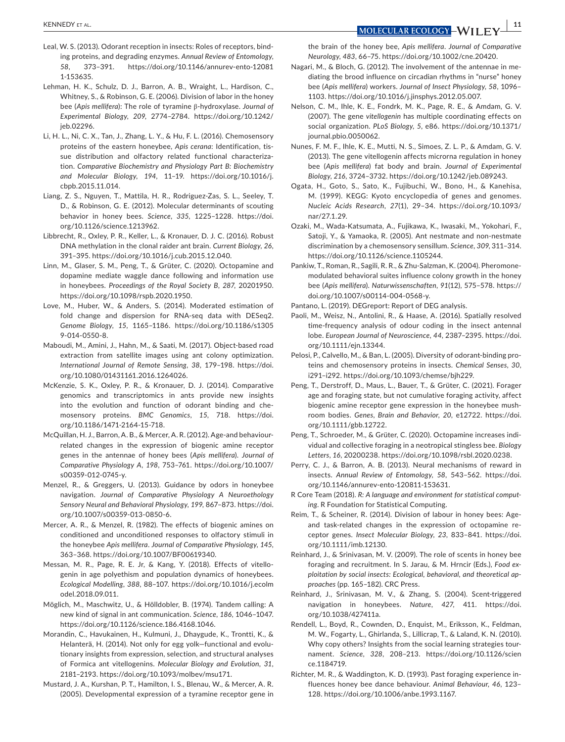Leal, W. S. (2013). Odorant reception in insects: Roles of receptors, binding proteins, and degrading enzymes. *Annual Review of Entomology*, *58*, 373–391. https://doi.org/10.1146/annurev-ento-120811-153635.

Lehman, H. K., Schulz, D. J., Barron, A. B., Wraight, L., Hardison, C., Whitney, S., & Robinson, G. E. (2006). Division of labor in the honey bee (*Apis mellifera*): The role of tyramine β-hydroxylase. *Journal of Experimental Biology*, *209*, 2774–2784. https://doi.org/10.1242/jeb.02296.

Li, H. L., Ni, C. X., Tan, J., Zhang, L. Y., & Hu, F. L. (2016). Chemosensory proteins of the eastern honeybee, *Apis cerana*: Identification, tissue distribution and olfactory related functional characterization. *Comparative Biochemistry and Physiology Part B: Biochemistry and Molecular Biology*, *194*, 11–19. https://doi.org/10.1016/j.cbpb.2015.11.014.

Liang, Z. S., Nguyen, T., Mattila, H. R., Rodriguez-Zas, S. L., Seeley, T. D., & Robinson, G. E. (2012). Molecular determinants of scouting behavior in honey bees. *Science*, *335*, 1225–1228. https://doi.org/10.1126/science.1213962.

Libbrecht, R., Oxley, P. R., Keller, L., & Kronauer, D. J. C. (2016). Robust DNA methylation in the clonal raider ant brain. *Current Biology*, *26*, 391–395. https://doi.org/10.1016/j.cub.2015.12.040.

Linn, M., Glaser, S. M., Peng, T., & Grüter, C. (2020). Octopamine and dopamine mediate waggle dance following and information use in honeybees. *Proceedings of the Royal Society B*, *287*, 20201950. https://doi.org/10.1098/rspb.2020.1950.

Love, M., Huber, W., & Anders, S. (2014). Moderated estimation of fold change and dispersion for RNA-seq data with DESeq2. *Genome Biology*, *15*, 1165–1186. https://doi.org/10.1186/s13059-014-0550-8.

Maboudi, M., Amini, J., Hahn, M., & Saati, M. (2017). Object-based road extraction from satellite images using ant colony optimization. *International Journal of Remote Sensing*, *38*, 179–198. https://doi.org/10.1080/01431161.2016.1264026.

McKenzie, S. K., Oxley, P. R., & Kronauer, D. J. (2014). Comparative genomics and transcriptomics in ants provide new insights into the evolution and function of odorant binding and chemosensory proteins. *BMC Genomics*, *15*, 718. https://doi.org/10.1186/1471-2164-15-718.

McQuillan, H. J., Barron, A. B., & Mercer, A. R. (2012). Age-and behaviour-related changes in the expression of biogenic amine receptor genes in the antennae of honey bees (*Apis mellifera*). *Journal of Comparative Physiology A*, *198*, 753–761. https://doi.org/10.1007/s00359-012-0745-y.

Menzel, R., & Greggers, U. (2013). Guidance by odors in honeybee navigation. *Journal of Comparative Physiology A Neuroethology Sensory Neural and Behavioral Physiology*, *199*, 867–873. https://doi.org/10.1007/s00359-013-0850-6.

Mercer, A. R., & Menzel, R. (1982). The effects of biogenic amines on conditioned and unconditioned responses to olfactory stimuli in the honeybee *Apis mellifera*. *Journal of Comparative Physiology*, *145*, 363–368. https://doi.org/10.1007/BF00619340.

Messan, M. R., Page, R. E. Jr, & Kang, Y. (2018). Effects of vitellogenin in age polyethism and population dynamics of honeybees. *Ecological Modelling*, *388*, 88–107. https://doi.org/10.1016/j.ecolmodel.2018.09.011.

Möglich, M., Maschwitz, U., & Hölldobler, B. (1974). Tandem calling: A new kind of signal in ant communication. *Science*, *186*, 1046–1047. https://doi.org/10.1126/science.186.4168.1046.

Morandin, C., Havukainen, H., Kulmuni, J., Dhaygude, K., Trontti, K., & Helanterä, H. (2014). Not only for egg yolk—functional and evolutionary insights from expression, selection, and structural analyses of Formica ant vitellogenins. *Molecular Biology and Evolution*, *31*, 2181–2193. https://doi.org/10.1093/molbev/msu171.

Mustard, J. A., Kurshan, P. T., Hamilton, I. S., Blenau, W., & Mercer, A. R. (2005). Developmental expression of a tyramine receptor gene in the brain of the honey bee, *Apis mellifera*. *Journal of Comparative Neurology*, *483*, 66–75. https://doi.org/10.1002/cne.20420.

Nagari, M., & Bloch, G. (2012). The involvement of the antennae in mediating the brood influence on circadian rhythms in "nurse" honey bee (*Apis mellifera*) workers. *Journal of Insect Physiology*, *58*, 1096–1103. https://doi.org/10.1016/j.jinsphys.2012.05.007.

Nelson, C. M., Ihle, K. E., Fondrk, M. K., Page, R. E., & Amdam, G. V. (2007). The gene *vitellogenin* has multiple coordinating effects on social organization. *PLoS Biology*, *5*, e86. https://doi.org/10.1371/journal.pbio.0050062.

Nunes, F. M. F., Ihle, K. E., Mutti, N. S., Simoes, Z. L. P., & Amdam, G. V. (2013). The gene vitellogenin affects microrna regulation in honey bee (*Apis mellifera*) fat body and brain. *Journal of Experimental Biology*, *216*, 3724–3732. https://doi.org/10.1242/jeb.089243.

Ogata, H., Goto, S., Sato, K., Fujibuchi, W., Bono, H., & Kanehisa, M. (1999). KEGG: Kyoto encyclopedia of genes and genomes. *Nucleic Acids Research*, *27*(1), 29–34. https://doi.org/10.1093/nar/27.1.29.

Ozaki, M., Wada-Katsumata, A., Fujikawa, K., Iwasaki, M., Yokohari, F., Satoji, Y., & Yamaoka, R. (2005). Ant nestmate and non-nestmate discrimination by a chemosensory sensillum. *Science*, *309*, 311–314. https://doi.org/10.1126/science.1105244.

Pankiw, T., Roman, R., Sagili, R. R., & Zhu-Salzman, K. (2004). Pheromone-modulated behavioral suites influence colony growth in the honey bee (*Apis mellifera*). *Naturwissenschaften*, *91*(12), 575–578. https://doi.org/10.1007/s00114-004-0568-y.

Pantano, L. (2019). DEGreport: Report of DEG analysis.

Paoli, M., Weisz, N., Antolini, R., & Haase, A. (2016). Spatially resolved time-frequency analysis of odour coding in the insect antennal lobe. *European Journal of Neuroscience*, *44*, 2387–2395. https://doi.org/10.1111/ejn.13344.

Pelosi, P., Calvello, M., & Ban, L. (2005). Diversity of odorant-binding proteins and chemosensory proteins in insects. *Chemical Senses*, *30*, i291–i292. https://doi.org/10.1093/chemse/bjh229.

Peng, T., Derstroff, D., Maus, L., Bauer, T., & Grüter, C. (2021). Forager age and foraging state, but not cumulative foraging activity, affect biogenic amine receptor gene expression in the honeybee mushroom bodies. *Genes, Brain and Behavior*, *20*, e12722. https://doi.org/10.1111/gbb.12722.

Peng, T., Schroeder, M., & Grüter, C. (2020). Octopamine increases individual and collective foraging in a neotropical stingless bee. *Biology Letters*, *16*, 20200238. https://doi.org/10.1098/rsbl.2020.0238.

Perry, C. J., & Barron, A. B. (2013). Neural mechanisms of reward in insects. *Annual Review of Entomology*, *58*, 543–562. https://doi.org/10.1146/annurev-ento-120811-153631.

R Core Team (2018). *R: A language and environment for statistical computing*. R Foundation for Statistical Computing.

Reim, T., & Scheiner, R. (2014). Division of labour in honey bees: Age- and task-related changes in the expression of octopamine receptor genes. *Insect Molecular Biology*, *23*, 833–841. https://doi.org/10.1111/imb.12130.

Reinhard, J., & Srinivasan, M. V. (2009). The role of scents in honey bee foraging and recruitment. In S. Jarau, & M. Hrncir (Eds.), *Food exploitation by social insects: Ecological, behavioral, and theoretical approaches* (pp. 165–182). CRC Press.

Reinhard, J., Srinivasan, M. V., & Zhang, S. (2004). Scent-triggered navigation in honeybees. *Nature*, *427*, 411. https://doi.org/10.1038/427411a.

Rendell, L., Boyd, R., Cownden, D., Enquist, M., Eriksson, K., Feldman, M. W., Fogarty, L., Ghirlanda, S., Lillicrap, T., & Laland, K. N. (2010). Why copy others? Insights from the social learning strategies tournament. *Science*, *328*, 208–213. https://doi.org/10.1126/science.1184719.

Richter, M. R., & Waddington, K. D. (1993). Past foraging experience influences honey bee dance behaviour. *Animal Behaviour*, *46*, 123–128. https://doi.org/10.1006/anbe.1993.1167.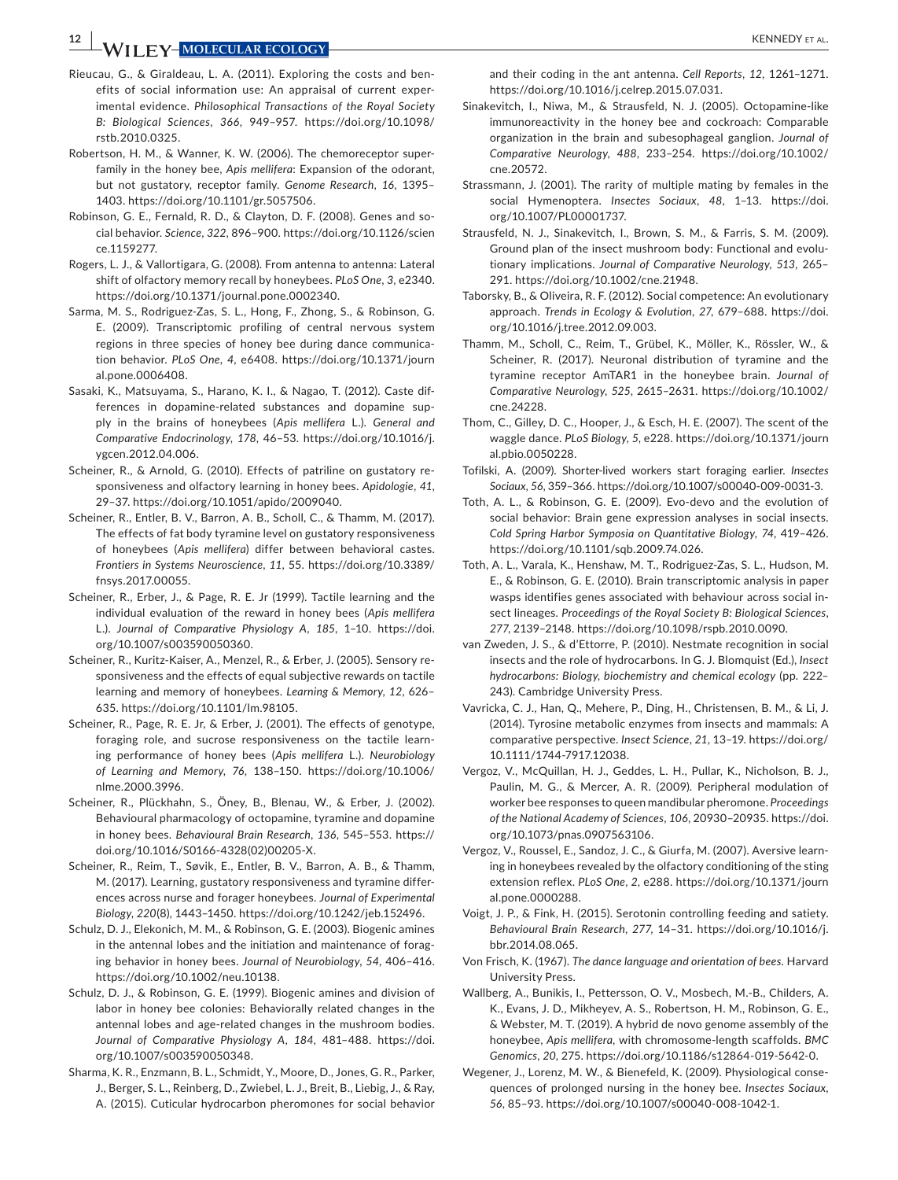Rieucau, G., & Giraldeau, L. A. (2011). Exploring the costs and benefits of social information use: An appraisal of current experimental evidence. *Philosophical Transactions of the Royal Society B: Biological Sciences*, *366*, 949–957. https://doi.org/10.1098/rstb.2010.0325.

Robertson, H. M., & Wanner, K. W. (2006). The chemoreceptor superfamily in the honey bee, *Apis mellifera*: Expansion of the odorant, but not gustatory, receptor family. *Genome Research*, *16*, 1395–1403. https://doi.org/10.1101/gr.5057506.

Robinson, G. E., Fernald, R. D., & Clayton, D. F. (2008). Genes and social behavior. *Science*, *322*, 896–900. https://doi.org/10.1126/science.1159277.

Rogers, L. J., & Vallortigara, G. (2008). From antenna to antenna: Lateral shift of olfactory memory recall by honeybees. *PLoS One*, *3*, e2340. https://doi.org/10.1371/journal.pone.0002340.

Sarma, M. S., Rodriguez-Zas, S. L., Hong, F., Zhong, S., & Robinson, G. E. (2009). Transcriptomic profiling of central nervous system regions in three species of honey bee during dance communication behavior. *PLoS One*, *4*, e6408. https://doi.org/10.1371/journal.pone.0006408.

Sasaki, K., Matsuyama, S., Harano, K. I., & Nagao, T. (2012). Caste differences in dopamine-related substances and dopamine supply in the brains of honeybees (*Apis mellifera* L.). *General and Comparative Endocrinology*, *178*, 46–53. https://doi.org/10.1016/j.ygcen.2012.04.006.

Scheiner, R., & Arnold, G. (2010). Effects of patriline on gustatory responsiveness and olfactory learning in honey bees. *Apidologie*, *41*, 29–37. https://doi.org/10.1051/apido/2009040.

Scheiner, R., Entler, B. V., Barron, A. B., Scholl, C., & Thamm, M. (2017). The effects of fat body tyramine level on gustatory responsiveness of honeybees (*Apis mellifera*) differ between behavioral castes. *Frontiers in Systems Neuroscience*, *11*, 55. https://doi.org/10.3389/fnsys.2017.00055.

Scheiner, R., Erber, J., & Page, R. E. Jr (1999). Tactile learning and the individual evaluation of the reward in honey bees (*Apis mellifera* L.). *Journal of Comparative Physiology A*, *185*, 1–10. https://doi.org/10.1007/s003590050360.

Scheiner, R., Kuritz-Kaiser, A., Menzel, R., & Erber, J. (2005). Sensory responsiveness and the effects of equal subjective rewards on tactile learning and memory of honeybees. *Learning & Memory*, *12*, 626–635. https://doi.org/10.1101/lm.98105.

Scheiner, R., Page, R. E. Jr, & Erber, J. (2001). The effects of genotype, foraging role, and sucrose responsiveness on the tactile learning performance of honey bees (*Apis mellifera* L.). *Neurobiology of Learning and Memory*, *76*, 138–150. https://doi.org/10.1006/nlme.2000.3996.

Scheiner, R., Plückhahn, S., Öney, B., Blenau, W., & Erber, J. (2002). Behavioural pharmacology of octopamine, tyramine and dopamine in honey bees. *Behavioural Brain Research*, *136*, 545–553. https://doi.org/10.1016/S0166-4328(02)00205-X.

Scheiner, R., Reim, T., Søvik, E., Entler, B. V., Barron, A. B., & Thamm, M. (2017). Learning, gustatory responsiveness and tyramine differences across nurse and forager honeybees. *Journal of Experimental Biology*, *220*(8), 1443–1450. https://doi.org/10.1242/jeb.152496.

Schulz, D. J., Elekonich, M. M., & Robinson, G. E. (2003). Biogenic amines in the antennal lobes and the initiation and maintenance of foraging behavior in honey bees. *Journal of Neurobiology*, *54*, 406–416. https://doi.org/10.1002/neu.10138.

Schulz, D. J., & Robinson, G. E. (1999). Biogenic amines and division of labor in honey bee colonies: Behaviorally related changes in the antennal lobes and age-related changes in the mushroom bodies. *Journal of Comparative Physiology A*, *184*, 481–488. https://doi.org/10.1007/s003590050348.

Sharma, K. R., Enzmann, B. L., Schmidt, Y., Moore, D., Jones, G. R., Parker, J., Berger, S. L., Reinberg, D., Zwiebel, L. J., Breit, B., Liebig, J., & Ray, A. (2015). Cuticular hydrocarbon pheromones for social behavior and their coding in the ant antenna. *Cell Reports*, *12*, 1261–1271. https://doi.org/10.1016/j.celrep.2015.07.031.

Sinakevitch, I., Niwa, M., & Strausfeld, N. J. (2005). Octopamine-like immunoreactivity in the honey bee and cockroach: Comparable organization in the brain and subesophageal ganglion. *Journal of Comparative Neurology*, *488*, 233–254. https://doi.org/10.1002/cne.20572.

Strassmann, J. (2001). The rarity of multiple mating by females in the social Hymenoptera. *Insectes Sociaux*, *48*, 1–13. https://doi.org/10.1007/PL00001737.

Strausfeld, N. J., Sinakevitch, I., Brown, S. M., & Farris, S. M. (2009). Ground plan of the insect mushroom body: Functional and evolutionary implications. *Journal of Comparative Neurology*, *513*, 265–291. https://doi.org/10.1002/cne.21948.

Taborsky, B., & Oliveira, R. F. (2012). Social competence: An evolutionary approach. *Trends in Ecology & Evolution*, *27*, 679–688. https://doi.org/10.1016/j.tree.2012.09.003.

Thamm, M., Scholl, C., Reim, T., Grübel, K., Möller, K., Rössler, W., & Scheiner, R. (2017). Neuronal distribution of tyramine and the tyramine receptor AmTAR1 in the honeybee brain. *Journal of Comparative Neurology*, *525*, 2615–2631. https://doi.org/10.1002/cne.24228.

Thom, C., Gilley, D. C., Hooper, J., & Esch, H. E. (2007). The scent of the waggle dance. *PLoS Biology*, *5*, e228. https://doi.org/10.1371/journal.pbio.0050228.

Tofilski, A. (2009). Shorter-lived workers start foraging earlier. *Insectes Sociaux*, *56*, 359–366. https://doi.org/10.1007/s00040-009-0031-3.

Toth, A. L., & Robinson, G. E. (2009). Evo-devo and the evolution of social behavior: Brain gene expression analyses in social insects. *Cold Spring Harbor Symposia on Quantitative Biology*, *74*, 419–426. https://doi.org/10.1101/sqb.2009.74.026.

Toth, A. L., Varala, K., Henshaw, M. T., Rodriguez-Zas, S. L., Hudson, M. E., & Robinson, G. E. (2010). Brain transcriptomic analysis in paper wasps identifies genes associated with behaviour across social insect lineages. *Proceedings of the Royal Society B: Biological Sciences*, *277*, 2139–2148. https://doi.org/10.1098/rspb.2010.0090.

van Zweden, J. S., & d'Ettorre, P. (2010). Nestmate recognition in social insects and the role of hydrocarbons. In G. J. Blomquist (Ed.), *Insect hydrocarbons: Biology, biochemistry and chemical ecology* (pp. 222–243). Cambridge University Press.

Vavricka, C. J., Han, Q., Mehere, P., Ding, H., Christensen, B. M., & Li, J. (2014). Tyrosine metabolic enzymes from insects and mammals: A comparative perspective. *Insect Science*, *21*, 13–19. https://doi.org/10.1111/1744-7917.12038.

Vergoz, V., McQuillan, H. J., Geddes, L. H., Pullar, K., Nicholson, B. J., Paulin, M. G., & Mercer, A. R. (2009). Peripheral modulation of worker bee responses to queen mandibular pheromone. *Proceedings of the National Academy of Sciences*, *106*, 20930–20935. https://doi.org/10.1073/pnas.0907563106.

Vergoz, V., Roussel, E., Sandoz, J. C., & Giurfa, M. (2007). Aversive learning in honeybees revealed by the olfactory conditioning of the sting extension reflex. *PLoS One*, *2*, e288. https://doi.org/10.1371/journal.pone.0000288.

Voigt, J. P., & Fink, H. (2015). Serotonin controlling feeding and satiety. *Behavioural Brain Research*, *277*, 14–31. https://doi.org/10.1016/j.bbr.2014.08.065.

Von Frisch, K. (1967). *The dance language and orientation of bees*. Harvard University Press.

Wallberg, A., Bunikis, I., Pettersson, O. V., Mosbech, M.-B., Childers, A. K., Evans, J. D., Mikheyev, A. S., Robertson, H. M., Robinson, G. E., & Webster, M. T. (2019). A hybrid de novo genome assembly of the honeybee, *Apis mellifera*, with chromosome-length scaffolds. *BMC Genomics*, *20*, 275. https://doi.org/10.1186/s12864-019-5642-0.

Wegener, J., Lorenz, M. W., & Bienefeld, K. (2009). Physiological consequences of prolonged nursing in the honey bee. *Insectes Sociaux*, *56*, 85–93. https://doi.org/10.1007/s00040-008-1042-1.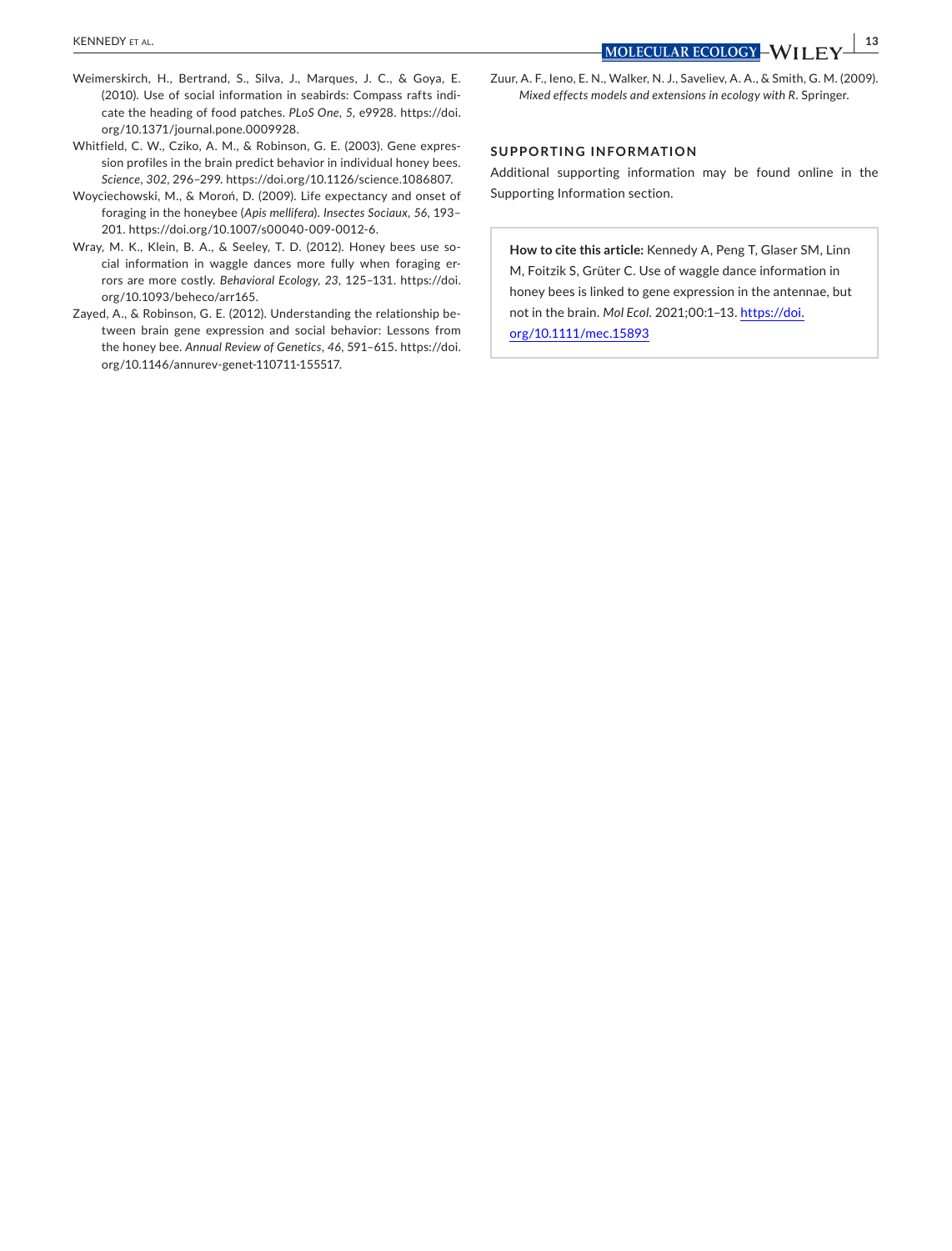Weimerskirch, H., Bertrand, S., Silva, J., Marques, J. C., & Goya, E. (2010). Use of social information in seabirds: Compass rafts indicate the heading of food patches. *PLoS One*, *5*, e9928. https://doi.org/10.1371/journal.pone.0009928.

Whitfield, C. W., Cziko, A. M., & Robinson, G. E. (2003). Gene expression profiles in the brain predict behavior in individual honey bees. *Science*, *302*, 296–299. https://doi.org/10.1126/science.1086807.

Woyciechowski, M., & Moroń, D. (2009). Life expectancy and onset of foraging in the honeybee (*Apis mellifera*). *Insectes Sociaux*, *56*, 193–201. https://doi.org/10.1007/s00040-009-0012-6.

Wray, M. K., Klein, B. A., & Seeley, T. D. (2012). Honey bees use social information in waggle dances more fully when foraging errors are more costly. *Behavioral Ecology*, *23*, 125–131. https://doi.org/10.1093/beheco/arr165.

Zayed, A., & Robinson, G. E. (2012). Understanding the relationship between brain gene expression and social behavior: Lessons from the honey bee. *Annual Review of Genetics*, *46*, 591–615. https://doi.org/10.1146/annurev-genet-110711-155517.

Zuur, A. F., Ieno, E. N., Walker, N. J., Saveliev, A. A., & Smith, G. M. (2009). *Mixed effects models and extensions in ecology with R*. Springer.

## SUPPORTING INFORMATION

Additional supporting information may be found online in the Supporting Information section.

**How to cite this article:** Kennedy A, Peng T, Glaser SM, Linn M, Foitzik S, Grüter C. Use of waggle dance information in honey bees is linked to gene expression in the antennae, but not in the brain. *Mol Ecol*. 2021;00:1–13. https://doi.org/10.1111/mec.15893